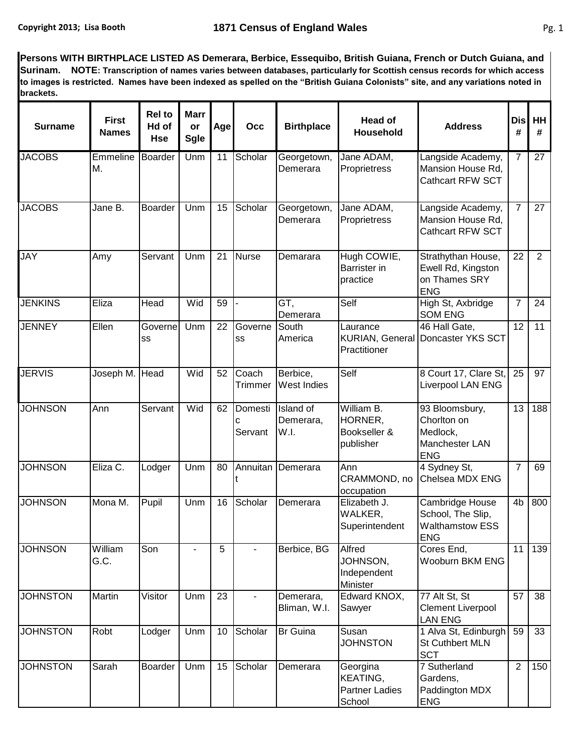**Persons WITH BIRTHPLACE LISTED AS Demerara, Berbice, Essequibo, British Guiana, French or Dutch Guiana, and Surinam. NOTE: Transcription of names varies between databases, particularly for Scottish census records for which access to images is restricted. Names have been indexed as spelled on the "British Guiana Colonists" site, and any variations noted in brackets.**

| Surname | First Names | Rel to Hd of Hse | Marr or Sgle | Age | Occ | Birthplace | Head of Household | Address | Dis # | HH # |
|---|---|---|---|---|---|---|---|---|---|---|
| JACOBS | Emmeline M. | Boarder | Unm | 11 | Scholar | Georgetown, Demerara | Jane ADAM, Proprietress | Langside Academy, Mansion House Rd, Cathcart RFW SCT | 7 | 27 |
| JACOBS | Jane B. | Boarder | Unm | 15 | Scholar | Georgetown, Demerara | Jane ADAM, Proprietress | Langside Academy, Mansion House Rd, Cathcart RFW SCT | 7 | 27 |
| JAY | Amy | Servant | Unm | 21 | Nurse | Demarara | Hugh COWIE, Barrister in practice | Strathythan House, Ewell Rd, Kingston on Thames SRY ENG | 22 | 2 |
| JENKINS | Eliza | Head | Wid | 59 | - | GT, Demerara | Self | High St, Axbridge SOM ENG | 7 | 24 |
| JENNEY | Ellen | Governess | Unm | 22 | Governess | South America | Laurance KURIAN, General Practitioner | 46 Hall Gate, Doncaster YKS SCT | 12 | 11 |
| JERVIS | Joseph M. | Head | Wid | 52 | Coach Trimmer | Berbice, West Indies | Self | 8 Court 17, Clare St, Liverpool LAN ENG | 25 | 97 |
| JOHNSON | Ann | Servant | Wid | 62 | Domestic Servant | Island of Demerara, W.I. | William B. HORNER, Bookseller & publisher | 93 Bloomsbury, Chorlton on Medlock, Manchester LAN ENG | 13 | 188 |
| JOHNSON | Eliza C. | Lodger | Unm | 80 | Annuitant | Demerara | Ann CRAMMOND, no occupation | 4 Sydney St, Chelsea MDX ENG | 7 | 69 |
| JOHNSON | Mona M. | Pupil | Unm | 16 | Scholar | Demerara | Elizabeth J. WALKER, Superintendent | Cambridge House School, The Slip, Walthamstow ESS ENG | 4b | 800 |
| JOHNSON | William G.C. | Son | - | 5 | - | Berbice, BG | Alfred JOHNSON, Independent Minister | Cores End, Wooburn BKM ENG | 11 | 139 |
| JOHNSTON | Martin | Visitor | Unm | 23 | - | Demerara, Bliman, W.I. | Edward KNOX, Sawyer | 77 Alt St, St Clement Liverpool LAN ENG | 57 | 38 |
| JOHNSTON | Robt | Lodger | Unm | 10 | Scholar | Br Guina | Susan JOHNSTON | 1 Alva St, Edinburgh St Cuthbert MLN SCT | 59 | 33 |
| JOHNSTON | Sarah | Boarder | Unm | 15 | Scholar | Demerara | Georgina KEATING, Partner Ladies School | 7 Sutherland Gardens, Paddington MDX ENG | 2 | 150 |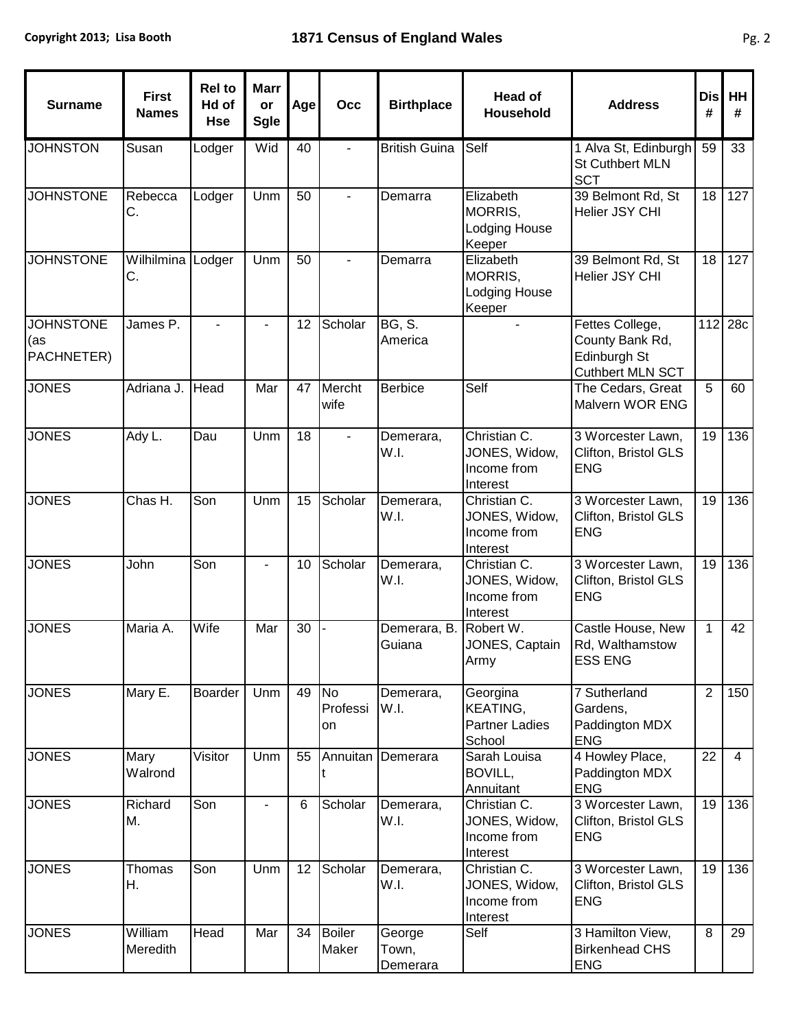| Surname | First Names | Rel to Hd of Hse | Marr or Sgle | Age | Occ | Birthplace | Head of Household | Address | Dis # | HH # |
|---|---|---|---|---|---|---|---|---|---|---|
| JOHNSTON | Susan | Lodger | Wid | 40 | - | British Guina | Self | 1 Alva St, Edinburgh St Cuthbert MLN SCT | 59 | 33 |
| JOHNSTONE | Rebecca C. | Lodger | Unm | 50 | - | Demarra | Elizabeth MORRIS, Lodging House Keeper | 39 Belmont Rd, St Helier JSY CHI | 18 | 127 |
| JOHNSTONE | Wilhilmina C. | Lodger | Unm | 50 | - | Demarra | Elizabeth MORRIS, Lodging House Keeper | 39 Belmont Rd, St Helier JSY CHI | 18 | 127 |
| JOHNSTONE (as PACHNETER) | James P. | - | - | 12 | Scholar | BG, S. America | - | Fettes College, County Bank Rd, Edinburgh St Cuthbert MLN SCT | 112 | 28c |
| JONES | Adriana J. | Head | Mar | 47 | Mercht wife | Berbice | Self | The Cedars, Great Malvern WOR ENG | 5 | 60 |
| JONES | Ady L. | Dau | Unm | 18 | - | Demerara, W.I. | Christian C. JONES, Widow, Income from Interest | 3 Worcester Lawn, Clifton, Bristol GLS ENG | 19 | 136 |
| JONES | Chas H. | Son | Unm | 15 | Scholar | Demerara, W.I. | Christian C. JONES, Widow, Income from Interest | 3 Worcester Lawn, Clifton, Bristol GLS ENG | 19 | 136 |
| JONES | John | Son | - | 10 | Scholar | Demerara, W.I. | Christian C. JONES, Widow, Income from Interest | 3 Worcester Lawn, Clifton, Bristol GLS ENG | 19 | 136 |
| JONES | Maria A. | Wife | Mar | 30 | - | Demerara, B. Guiana | Robert W. JONES, Captain Army | Castle House, New Rd, Walthamstow ESS ENG | 1 | 42 |
| JONES | Mary E. | Boarder | Unm | 49 | No Profession | Demerara, W.I. | Georgina KEATING, Partner Ladies School | 7 Sutherland Gardens, Paddington MDX ENG | 2 | 150 |
| JONES | Mary Walrond | Visitor | Unm | 55 | Annuitant | Demerara | Sarah Louisa BOVILL, Annuitant | 4 Howley Place, Paddington MDX ENG | 22 | 4 |
| JONES | Richard M. | Son | - | 6 | Scholar | Demerara, W.I. | Christian C. JONES, Widow, Income from Interest | 3 Worcester Lawn, Clifton, Bristol GLS ENG | 19 | 136 |
| JONES | Thomas H. | Son | Unm | 12 | Scholar | Demerara, W.I. | Christian C. JONES, Widow, Income from Interest | 3 Worcester Lawn, Clifton, Bristol GLS ENG | 19 | 136 |
| JONES | William Meredith | Head | Mar | 34 | Boiler Maker | George Town, Demerara | Self | 3 Hamilton View, Birkenhead CHS ENG | 8 | 29 |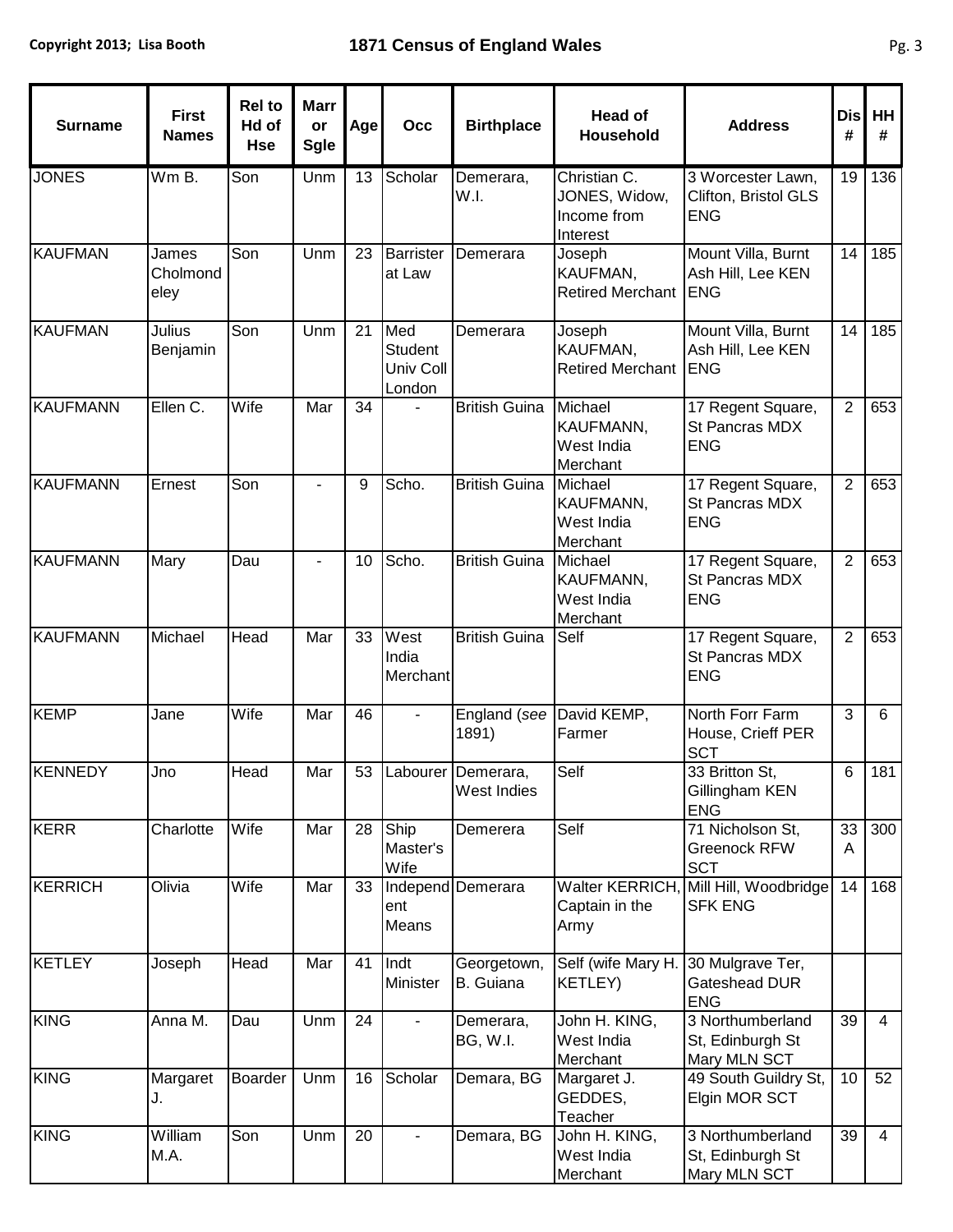| Surname | First Names | Rel to Hd of Hse | Marr or Sgle | Age | Occ | Birthplace | Head of Household | Address | Dis # | HH # |
|---|---|---|---|---|---|---|---|---|---|---|
| JONES | Wm B. | Son | Unm | 13 | Scholar | Demerara, W.I. | Christian C. JONES, Widow, Income from Interest | 3 Worcester Lawn, Clifton, Bristol GLS ENG | 19 | 136 |
| KAUFMAN | James Cholmondeley | Son | Unm | 23 | Barrister at Law | Demerara | Joseph KAUFMAN, Retired Merchant | Mount Villa, Burnt Ash Hill, Lee KEN ENG | 14 | 185 |
| KAUFMAN | Julius Benjamin | Son | Unm | 21 | Med Student Univ Coll London | Demerara | Joseph KAUFMAN, Retired Merchant | Mount Villa, Burnt Ash Hill, Lee KEN ENG | 14 | 185 |
| KAUFMANN | Ellen C. | Wife | Mar | 34 | - | British Guina | Michael KAUFMANN, West India Merchant | 17 Regent Square, St Pancras MDX ENG | 2 | 653 |
| KAUFMANN | Ernest | Son | - | 9 | Scho. | British Guina | Michael KAUFMANN, West India Merchant | 17 Regent Square, St Pancras MDX ENG | 2 | 653 |
| KAUFMANN | Mary | Dau | - | 10 | Scho. | British Guina | Michael KAUFMANN, West India Merchant | 17 Regent Square, St Pancras MDX ENG | 2 | 653 |
| KAUFMANN | Michael | Head | Mar | 33 | West India Merchant | British Guina | Self | 17 Regent Square, St Pancras MDX ENG | 2 | 653 |
| KEMP | Jane | Wife | Mar | 46 | - | England (*see* 1891) | David KEMP, Farmer | North Forr Farm House, Crieff PER SCT | 3 | 6 |
| KENNEDY | Jno | Head | Mar | 53 | Labourer | Demerara, West Indies | Self | 33 Britton St, Gillingham KEN ENG | 6 | 181 |
| KERR | Charlotte | Wife | Mar | 28 | Ship Master's Wife | Demerera | Self | 71 Nicholson St, Greenock RFW SCT | 33 A | 300 |
| KERRICH | Olivia | Wife | Mar | 33 | Independent Means | Demerara | Walter KERRICH, Captain in the Army | Mill Hill, Woodbridge SFK ENG | 14 | 168 |
| KETLEY | Joseph | Head | Mar | 41 | Indt Minister | Georgetown, B. Guiana | Self (wife Mary H. KETLEY) | 30 Mulgrave Ter, Gateshead DUR ENG | | |
| KING | Anna M. | Dau | Unm | 24 | - | Demerara, BG, W.I. | John H. KING, West India Merchant | 3 Northumberland St, Edinburgh St Mary MLN SCT | 39 | 4 |
| KING | Margaret J. | Boarder | Unm | 16 | Scholar | Demara, BG | Margaret J. GEDDES, Teacher | 49 South Guildry St, Elgin MOR SCT | 10 | 52 |
| KING | William M.A. | Son | Unm | 20 | - | Demara, BG | John H. KING, West India Merchant | 3 Northumberland St, Edinburgh St Mary MLN SCT | 39 | 4 |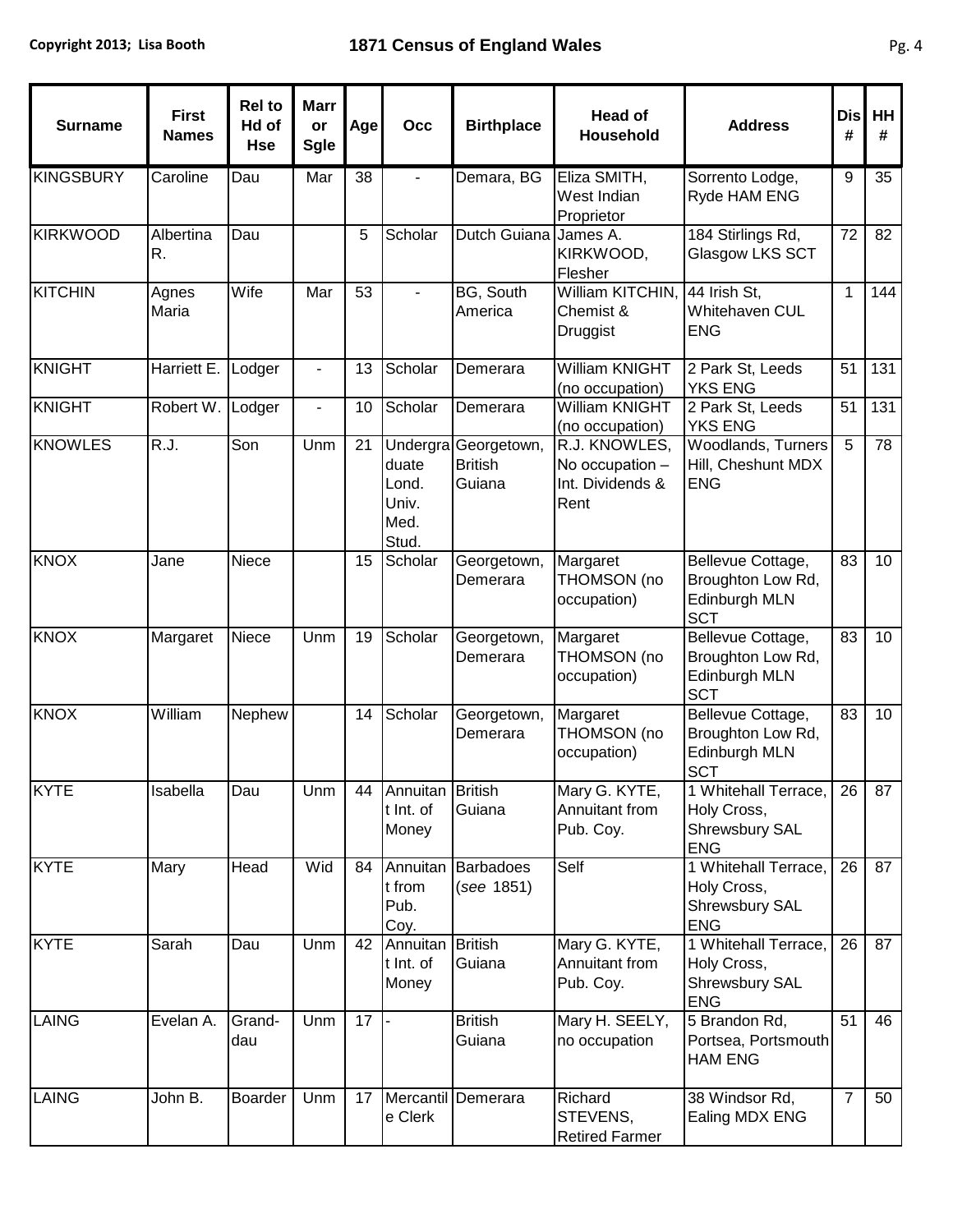| Surname | First Names | Rel to Hd of Hse | Marr or Sgle | Age | Occ | Birthplace | Head of Household | Address | Dis # | HH # |
|---|---|---|---|---|---|---|---|---|---|---|
| KINGSBURY | Caroline | Dau | Mar | 38 | - | Demara, BG | Eliza SMITH, West Indian Proprietor | Sorrento Lodge, Ryde HAM ENG | 9 | 35 |
| KIRKWOOD | Albertina R. | Dau | | 5 | Scholar | Dutch Guiana | James A. KIRKWOOD, Flesher | 184 Stirlings Rd, Glasgow LKS SCT | 72 | 82 |
| KITCHIN | Agnes Maria | Wife | Mar | 53 | - | BG, South America | William KITCHIN, Chemist & Druggist | 44 Irish St, Whitehaven CUL ENG | 1 | 144 |
| KNIGHT | Harriett E. | Lodger | - | 13 | Scholar | Demerara | William KNIGHT (no occupation) | 2 Park St, Leeds YKS ENG | 51 | 131 |
| KNIGHT | Robert W. | Lodger | - | 10 | Scholar | Demerara | William KNIGHT (no occupation) | 2 Park St, Leeds YKS ENG | 51 | 131 |
| KNOWLES | R.J. | Son | Unm | 21 | Undergraduate Lond. Univ. Med. Stud. | Georgetown, British Guiana | R.J. KNOWLES, No occupation – Int. Dividends & Rent | Woodlands, Turners Hill, Cheshunt MDX ENG | 5 | 78 |
| KNOX | Jane | Niece | | 15 | Scholar | Georgetown, Demerara | Margaret THOMSON (no occupation) | Bellevue Cottage, Broughton Low Rd, Edinburgh MLN SCT | 83 | 10 |
| KNOX | Margaret | Niece | Unm | 19 | Scholar | Georgetown, Demerara | Margaret THOMSON (no occupation) | Bellevue Cottage, Broughton Low Rd, Edinburgh MLN SCT | 83 | 10 |
| KNOX | William | Nephew | | 14 | Scholar | Georgetown, Demerara | Margaret THOMSON (no occupation) | Bellevue Cottage, Broughton Low Rd, Edinburgh MLN SCT | 83 | 10 |
| KYTE | Isabella | Dau | Unm | 44 | Annuitant Int. of Money | British Guiana | Mary G. KYTE, Annuitant from Pub. Coy. | 1 Whitehall Terrace, Holy Cross, Shrewsbury SAL ENG | 26 | 87 |
| KYTE | Mary | Head | Wid | 84 | Annuitant from Pub. Coy. | Barbadoes (*see* 1851) | Self | 1 Whitehall Terrace, Holy Cross, Shrewsbury SAL ENG | 26 | 87 |
| KYTE | Sarah | Dau | Unm | 42 | Annuitant Int. of Money | British Guiana | Mary G. KYTE, Annuitant from Pub. Coy. | 1 Whitehall Terrace, Holy Cross, Shrewsbury SAL ENG | 26 | 87 |
| LAING | Evelan A. | Grand-dau | Unm | 17 | - | British Guiana | Mary H. SEELY, no occupation | 5 Brandon Rd, Portsea, Portsmouth HAM ENG | 51 | 46 |
| LAING | John B. | Boarder | Unm | 17 | Mercantile Clerk | Demerara | Richard STEVENS, Retired Farmer | 38 Windsor Rd, Ealing MDX ENG | 7 | 50 |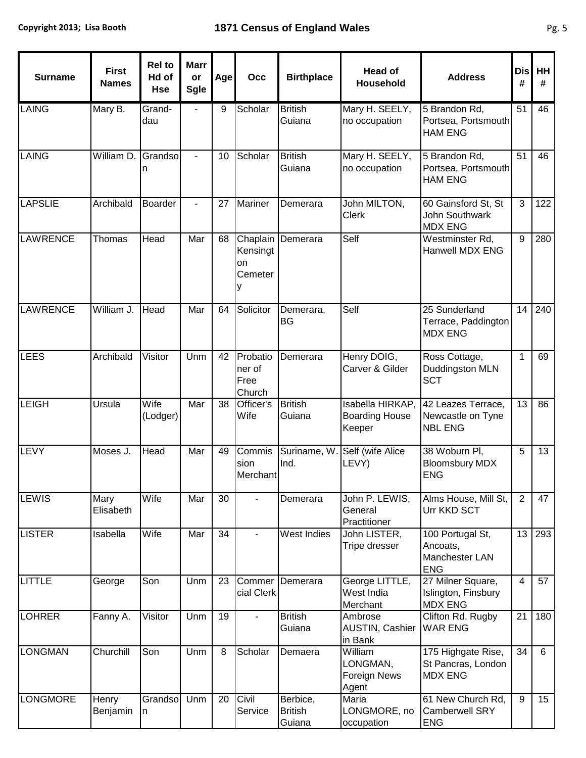| Surname | First Names | Rel to Hd of Hse | Marr or Sgle | Age | Occ | Birthplace | Head of Household | Address | Dis # | HH # |
|---|---|---|---|---|---|---|---|---|---|---|
| LAING | Mary B. | Grand-dau | - | 9 | Scholar | British Guiana | Mary H. SEELY, no occupation | 5 Brandon Rd, Portsea, Portsmouth HAM ENG | 51 | 46 |
| LAING | William D. | Grandson | - | 10 | Scholar | British Guiana | Mary H. SEELY, no occupation | 5 Brandon Rd, Portsea, Portsmouth HAM ENG | 51 | 46 |
| LAPSLIE | Archibald | Boarder | - | 27 | Mariner | Demerara | John MILTON, Clerk | 60 Gainsford St, St John Southwark MDX ENG | 3 | 122 |
| LAWRENCE | Thomas | Head | Mar | 68 | Chaplain Kensington Cemetery | Demerara | Self | Westminster Rd, Hanwell MDX ENG | 9 | 280 |
| LAWRENCE | William J. | Head | Mar | 64 | Solicitor | Demerara, BG | Self | 25 Sunderland Terrace, Paddington MDX ENG | 14 | 240 |
| LEES | Archibald | Visitor | Unm | 42 | Probationer of Free Church | Demerara | Henry DOIG, Carver & Gilder | Ross Cottage, Duddingston MLN SCT | 1 | 69 |
| LEIGH | Ursula | Wife (Lodger) | Mar | 38 | Officer's Wife | British Guiana | Isabella HIRKAP, Boarding House Keeper | 42 Leazes Terrace, Newcastle on Tyne NBL ENG | 13 | 86 |
| LEVY | Moses J. | Head | Mar | 49 | Commission Merchant | Suriname, W. Ind. | Self (wife Alice LEVY) | 38 Woburn Pl, Bloomsbury MDX ENG | 5 | 13 |
| LEWIS | Mary Elisabeth | Wife | Mar | 30 | - | Demerara | John P. LEWIS, General Practitioner | Alms House, Mill St, Urr KKD SCT | 2 | 47 |
| LISTER | Isabella | Wife | Mar | 34 | - | West Indies | John LISTER, Tripe dresser | 100 Portugal St, Ancoats, Manchester LAN ENG | 13 | 293 |
| LITTLE | George | Son | Unm | 23 | Commercial Clerk | Demerara | George LITTLE, West India Merchant | 27 Milner Square, Islington, Finsbury MDX ENG | 4 | 57 |
| LOHRER | Fanny A. | Visitor | Unm | 19 | - | British Guiana | Ambrose AUSTIN, Cashier in Bank | Clifton Rd, Rugby WAR ENG | 21 | 180 |
| LONGMAN | Churchill | Son | Unm | 8 | Scholar | Demaera | William LONGMAN, Foreign News Agent | 175 Highgate Rise, St Pancras, London MDX ENG | 34 | 6 |
| LONGMORE | Henry Benjamin | Grandson | Unm | 20 | Civil Service | Berbice, British Guiana | Maria LONGMORE, no occupation | 61 New Church Rd, Camberwell SRY ENG | 9 | 15 |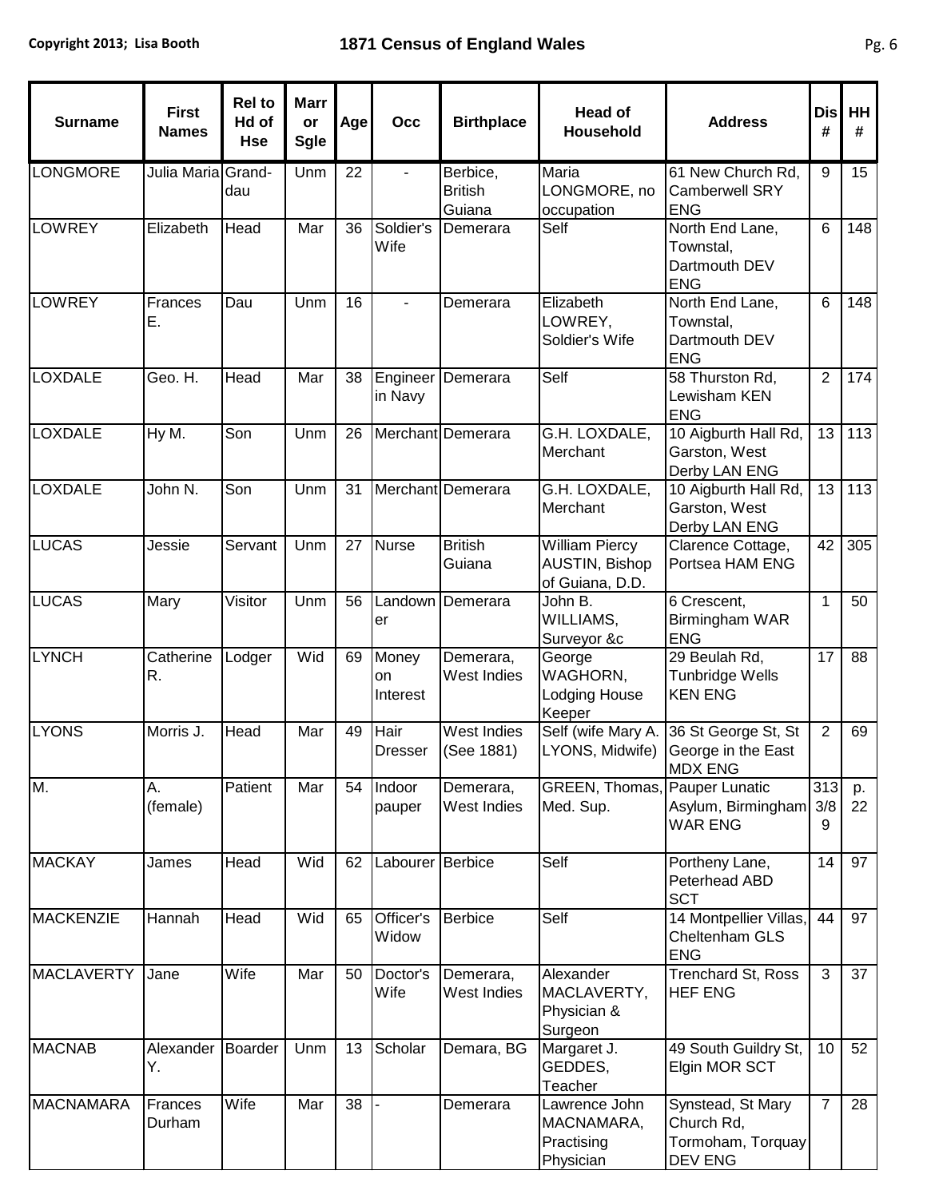| Surname | First Names | Rel to Hd of Hse | Marr or Sgle | Age | Occ | Birthplace | Head of Household | Address | Dis # | HH # |
|---|---|---|---|---|---|---|---|---|---|---|
| LONGMORE | Julia Maria | Grand-dau | Unm | 22 | - | Berbice, British Guiana | Maria LONGMORE, no occupation | 61 New Church Rd, Camberwell SRY ENG | 9 | 15 |
| LOWREY | Elizabeth | Head | Mar | 36 | Soldier's Wife | Demerara | Self | North End Lane, Townstal, Dartmouth DEV ENG | 6 | 148 |
| LOWREY | Frances E. | Dau | Unm | 16 | - | Demerara | Elizabeth LOWREY, Soldier's Wife | North End Lane, Townstal, Dartmouth DEV ENG | 6 | 148 |
| LOXDALE | Geo. H. | Head | Mar | 38 | Engineer in Navy | Demerara | Self | 58 Thurston Rd, Lewisham KEN ENG | 2 | 174 |
| LOXDALE | Hy M. | Son | Unm | 26 | Merchant | Demerara | G.H. LOXDALE, Merchant | 10 Aigburth Hall Rd, Garston, West Derby LAN ENG | 13 | 113 |
| LOXDALE | John N. | Son | Unm | 31 | Merchant | Demerara | G.H. LOXDALE, Merchant | 10 Aigburth Hall Rd, Garston, West Derby LAN ENG | 13 | 113 |
| LUCAS | Jessie | Servant | Unm | 27 | Nurse | British Guiana | William Piercy AUSTIN, Bishop of Guiana, D.D. | Clarence Cottage, Portsea HAM ENG | 42 | 305 |
| LUCAS | Mary | Visitor | Unm | 56 | Landowner | Demerara | John B. WILLIAMS, Surveyor &c | 6 Crescent, Birmingham WAR ENG | 1 | 50 |
| LYNCH | Catherine R. | Lodger | Wid | 69 | Money on Interest | Demerara, West Indies | George WAGHORN, Lodging House Keeper | 29 Beulah Rd, Tunbridge Wells KEN ENG | 17 | 88 |
| LYONS | Morris J. | Head | Mar | 49 | Hair Dresser | West Indies (See 1881) | Self (wife Mary A. LYONS, Midwife) | 36 St George St, St George in the East MDX ENG | 2 | 69 |
| M. | A. (female) | Patient | Mar | 54 | Indoor pauper | Demerara, West Indies | GREEN, Thomas, Med. Sup. | Pauper Lunatic Asylum, Birmingham WAR ENG | 313 3/8 9 | p. 22 |
| MACKAY | James | Head | Wid | 62 | Labourer | Berbice | Self | Portheny Lane, Peterhead ABD SCT | 14 | 97 |
| MACKENZIE | Hannah | Head | Wid | 65 | Officer's Widow | Berbice | Self | 14 Montpellier Villas, Cheltenham GLS ENG | 44 | 97 |
| MACLAVERTY | Jane | Wife | Mar | 50 | Doctor's Wife | Demerara, West Indies | Alexander MACLAVERTY, Physician & Surgeon | Trenchard St, Ross HEF ENG | 3 | 37 |
| MACNAB | Alexander Y. | Boarder | Unm | 13 | Scholar | Demara, BG | Margaret J. GEDDES, Teacher | 49 South Guildry St, Elgin MOR SCT | 10 | 52 |
| MACNAMARA | Frances Durham | Wife | Mar | 38 | - | Demerara | Lawrence John MACNAMARA, Practising Physician | Synstead, St Mary Church Rd, Tormoham, Torquay DEV ENG | 7 | 28 |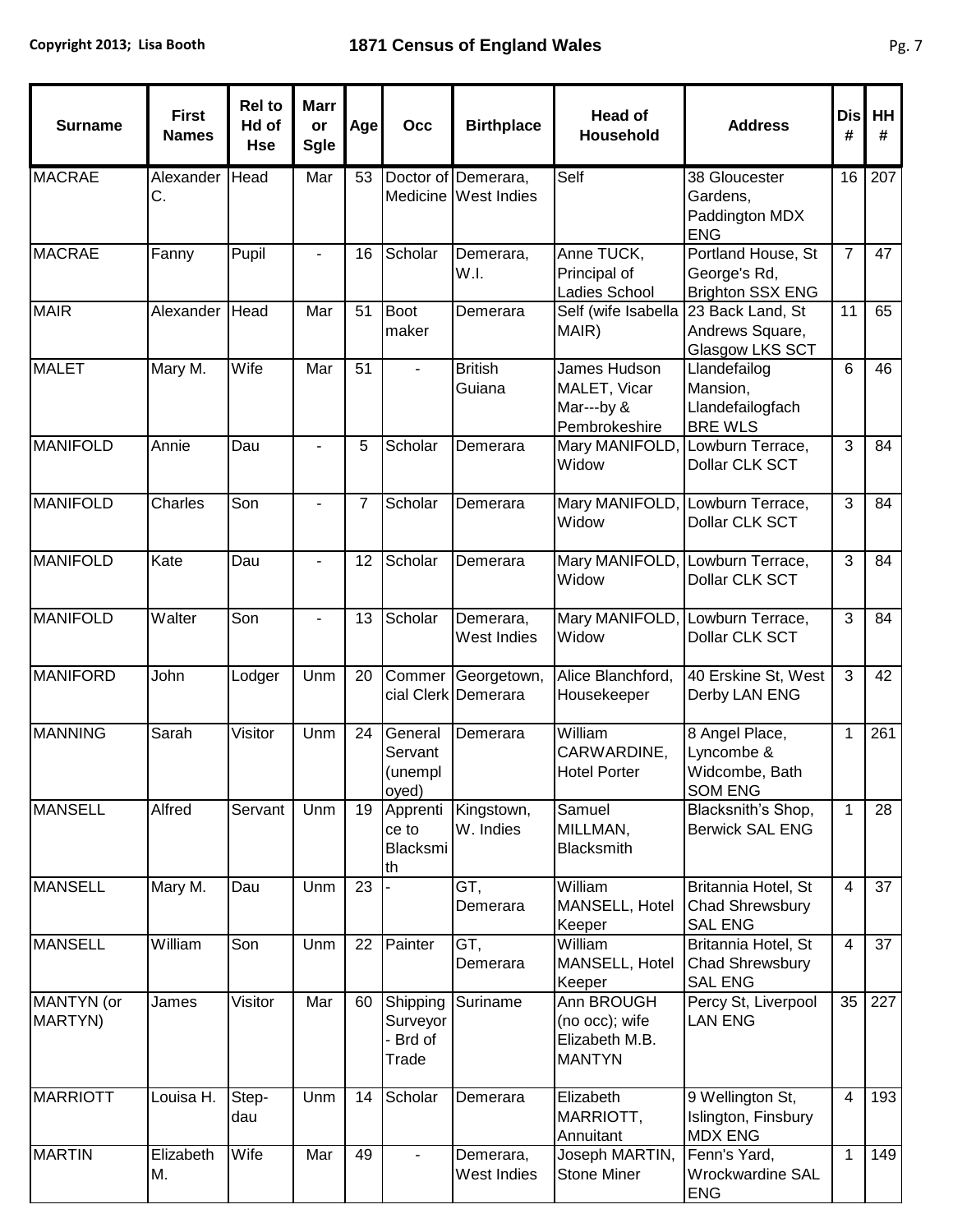| Surname | First Names | Rel to Hd of Hse | Marr or Sgle | Age | Occ | Birthplace | Head of Household | Address | Dis # | HH # |
|---|---|---|---|---|---|---|---|---|---|---|
| MACRAE | Alexander C. | Head | Mar | 53 | Doctor of Medicine | Demerara, West Indies | Self | 38 Gloucester Gardens, Paddington MDX ENG | 16 | 207 |
| MACRAE | Fanny | Pupil | - | 16 | Scholar | Demerara, W.I. | Anne TUCK, Principal of Ladies School | Portland House, St George's Rd, Brighton SSX ENG | 7 | 47 |
| MAIR | Alexander | Head | Mar | 51 | Boot maker | Demerara | Self (wife Isabella MAIR) | 23 Back Land, St Andrews Square, Glasgow LKS SCT | 11 | 65 |
| MALET | Mary M. | Wife | Mar | 51 | - | British Guiana | James Hudson MALET, Vicar Mar---by & Pembrokeshire | Llandefailog Mansion, Llandefailogfach BRE WLS | 6 | 46 |
| MANIFOLD | Annie | Dau | - | 5 | Scholar | Demerara | Mary MANIFOLD, Widow | Lowburn Terrace, Dollar CLK SCT | 3 | 84 |
| MANIFOLD | Charles | Son | - | 7 | Scholar | Demerara | Mary MANIFOLD, Widow | Lowburn Terrace, Dollar CLK SCT | 3 | 84 |
| MANIFOLD | Kate | Dau | - | 12 | Scholar | Demerara | Mary MANIFOLD, Widow | Lowburn Terrace, Dollar CLK SCT | 3 | 84 |
| MANIFOLD | Walter | Son | - | 13 | Scholar | Demerara, West Indies | Mary MANIFOLD, Widow | Lowburn Terrace, Dollar CLK SCT | 3 | 84 |
| MANIFORD | John | Lodger | Unm | 20 | Commercial Clerk | Georgetown, Demerara | Alice Blanchford, Housekeeper | 40 Erskine St, West Derby LAN ENG | 3 | 42 |
| MANNING | Sarah | Visitor | Unm | 24 | General Servant (unemployed) | Demerara | William CARWARDINE, Hotel Porter | 8 Angel Place, Lyncombe & Widcombe, Bath SOM ENG | 1 | 261 |
| MANSELL | Alfred | Servant | Unm | 19 | Apprentice to Blacksmith | Kingstown, W. Indies | Samuel MILLMAN, Blacksmith | Blacksnith's Shop, Berwick SAL ENG | 1 | 28 |
| MANSELL | Mary M. | Dau | Unm | 23 | - | GT, Demerara | William MANSELL, Hotel Keeper | Britannia Hotel, St Chad Shrewsbury SAL ENG | 4 | 37 |
| MANSELL | William | Son | Unm | 22 | Painter | GT, Demerara | William MANSELL, Hotel Keeper | Britannia Hotel, St Chad Shrewsbury SAL ENG | 4 | 37 |
| MANTYN (or MARTYN) | James | Visitor | Mar | 60 | Shipping Surveyor - Brd of Trade | Suriname | Ann BROUGH (no occ); wife Elizabeth M.B. MANTYN | Percy St, Liverpool LAN ENG | 35 | 227 |
| MARRIOTT | Louisa H. | Step-dau | Unm | 14 | Scholar | Demerara | Elizabeth MARRIOTT, Annuitant | 9 Wellington St, Islington, Finsbury MDX ENG | 4 | 193 |
| MARTIN | Elizabeth M. | Wife | Mar | 49 | - | Demerara, West Indies | Joseph MARTIN, Stone Miner | Fenn's Yard, Wrockwardine SAL ENG | 1 | 149 |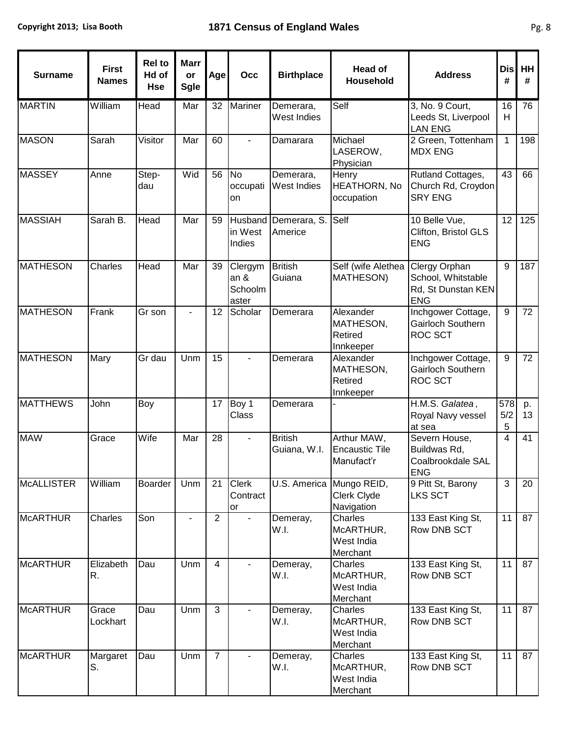| Surname | First Names | Rel to Hd of Hse | Marr or Sgle | Age | Occ | Birthplace | Head of Household | Address | Dis # | HH # |
|---|---|---|---|---|---|---|---|---|---|---|
| MARTIN | William | Head | Mar | 32 | Mariner | Demerara, West Indies | Self | 3, No. 9 Court, Leeds St, Liverpool LAN ENG | 16 H | 76 |
| MASON | Sarah | Visitor | Mar | 60 | - | Damarara | Michael LASEROW, Physician | 2 Green, Tottenham MDX ENG | 1 | 198 |
| MASSEY | Anne | Step-dau | Wid | 56 | No occupation | Demerara, West Indies | Henry HEATHORN, No occupation | Rutland Cottages, Church Rd, Croydon SRY ENG | 43 | 66 |
| MASSIAH | Sarah B. | Head | Mar | 59 | Husband in West Indies | Demerara, S. Americe | Self | 10 Belle Vue, Clifton, Bristol GLS ENG | 12 | 125 |
| MATHESON | Charles | Head | Mar | 39 | Clergyman & Schoolmaster | British Guiana | Self (wife Alethea MATHESON) | Clergy Orphan School, Whitstable Rd, St Dunstan KEN ENG | 9 | 187 |
| MATHESON | Frank | Gr son | - | 12 | Scholar | Demerara | Alexander MATHESON, Retired Innkeeper | Inchgower Cottage, Gairloch Southern ROC SCT | 9 | 72 |
| MATHESON | Mary | Gr dau | Unm | 15 | - | Demerara | Alexander MATHESON, Retired Innkeeper | Inchgower Cottage, Gairloch Southern ROC SCT | 9 | 72 |
| MATTHEWS | John | Boy | | 17 | Boy 1 Class | Demerara | - | H.M.S. *Galatea*, Royal Navy vessel at sea | 578 5/2 5 | p. 13 |
| MAW | Grace | Wife | Mar | 28 | - | British Guiana, W.I. | Arthur MAW, Encaustic Tile Manufact'r | Severn House, Buildwas Rd, Coalbrookdale SAL ENG | 4 | 41 |
| McALLISTER | William | Boarder | Unm | 21 | Clerk Contractor | U.S. America | Mungo REID, Clerk Clyde Navigation | 9 Pitt St, Barony LKS SCT | 3 | 20 |
| McARTHUR | Charles | Son | - | 2 | - | Demeray, W.I. | Charles McARTHUR, West India Merchant | 133 East King St, Row DNB SCT | 11 | 87 |
| McARTHUR | Elizabeth R. | Dau | Unm | 4 | - | Demeray, W.I. | Charles McARTHUR, West India Merchant | 133 East King St, Row DNB SCT | 11 | 87 |
| McARTHUR | Grace Lockhart | Dau | Unm | 3 | - | Demeray, W.I. | Charles McARTHUR, West India Merchant | 133 East King St, Row DNB SCT | 11 | 87 |
| McARTHUR | Margaret S. | Dau | Unm | 7 | - | Demeray, W.I. | Charles McARTHUR, West India Merchant | 133 East King St, Row DNB SCT | 11 | 87 |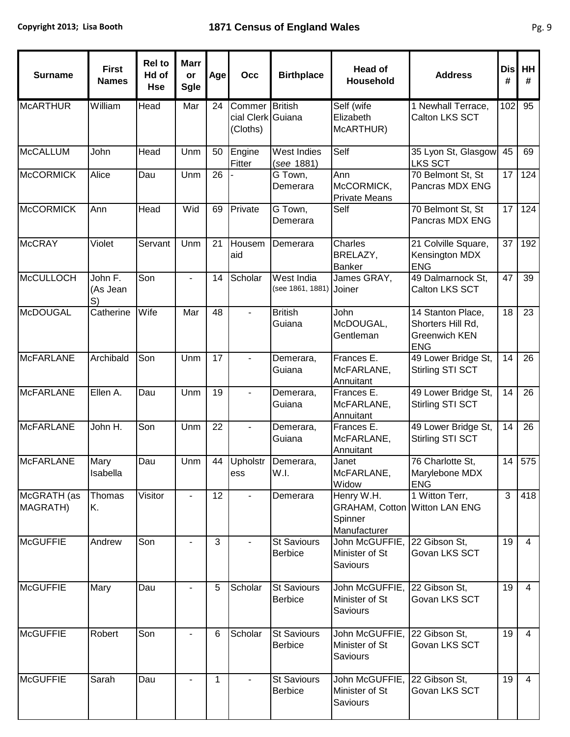| Surname | First Names | Rel to Hd of Hse | Marr or Sgle | Age | Occ | Birthplace | Head of Household | Address | Dis # | HH # |
|---|---|---|---|---|---|---|---|---|---|---|
| McARTHUR | William | Head | Mar | 24 | Commercial Clerk (Cloths) | British Guiana | Self (wife Elizabeth McARTHUR) | 1 Newhall Terrace, Calton LKS SCT | 102 | 95 |
| McCALLUM | John | Head | Unm | 50 | Engine Fitter | West Indies (*see* 1881) | Self | 35 Lyon St, Glasgow LKS SCT | 45 | 69 |
| McCORMICK | Alice | Dau | Unm | 26 | - | G Town, Demerara | Ann McCORMICK, Private Means | 70 Belmont St, St Pancras MDX ENG | 17 | 124 |
| McCORMICK | Ann | Head | Wid | 69 | Private | G Town, Demerara | Self | 70 Belmont St, St Pancras MDX ENG | 17 | 124 |
| McCRAY | Violet | Servant | Unm | 21 | Housemaid | Demerara | Charles BRELAZY, Banker | 21 Colville Square, Kensington MDX ENG | 37 | 192 |
| McCULLOCH | John F. (As Jean S) | Son | - | 14 | Scholar | West India (see 1861, 1881) | James GRAY, Joiner | 49 Dalmarnock St, Calton LKS SCT | 47 | 39 |
| McDOUGAL | Catherine | Wife | Mar | 48 | - | British Guiana | John McDOUGAL, Gentleman | 14 Stanton Place, Shorters Hill Rd, Greenwich KEN ENG | 18 | 23 |
| McFARLANE | Archibald | Son | Unm | 17 | - | Demerara, Guiana | Frances E. McFARLANE, Annuitant | 49 Lower Bridge St, Stirling STI SCT | 14 | 26 |
| McFARLANE | Ellen A. | Dau | Unm | 19 | - | Demerara, Guiana | Frances E. McFARLANE, Annuitant | 49 Lower Bridge St, Stirling STI SCT | 14 | 26 |
| McFARLANE | John H. | Son | Unm | 22 | - | Demerara, Guiana | Frances E. McFARLANE, Annuitant | 49 Lower Bridge St, Stirling STI SCT | 14 | 26 |
| McFARLANE | Mary Isabella | Dau | Unm | 44 | Upholstress | Demerara, W.I. | Janet McFARLANE, Widow | 76 Charlotte St, Marylebone MDX ENG | 14 | 575 |
| McGRATH (as MAGRATH) | Thomas K. | Visitor | - | 12 | - | Demerara | Henry W.H. GRAHAM, Cotton Spinner Manufacturer | 1 Witton Terr, Witton LAN ENG | 3 | 418 |
| McGUFFIE | Andrew | Son | - | 3 | - | St Saviours Berbice | John McGUFFIE, Minister of St Saviours | 22 Gibson St, Govan LKS SCT | 19 | 4 |
| McGUFFIE | Mary | Dau | - | 5 | Scholar | St Saviours Berbice | John McGUFFIE, Minister of St Saviours | 22 Gibson St, Govan LKS SCT | 19 | 4 |
| McGUFFIE | Robert | Son | - | 6 | Scholar | St Saviours Berbice | John McGUFFIE, Minister of St Saviours | 22 Gibson St, Govan LKS SCT | 19 | 4 |
| McGUFFIE | Sarah | Dau | - | 1 | - | St Saviours Berbice | John McGUFFIE, Minister of St Saviours | 22 Gibson St, Govan LKS SCT | 19 | 4 |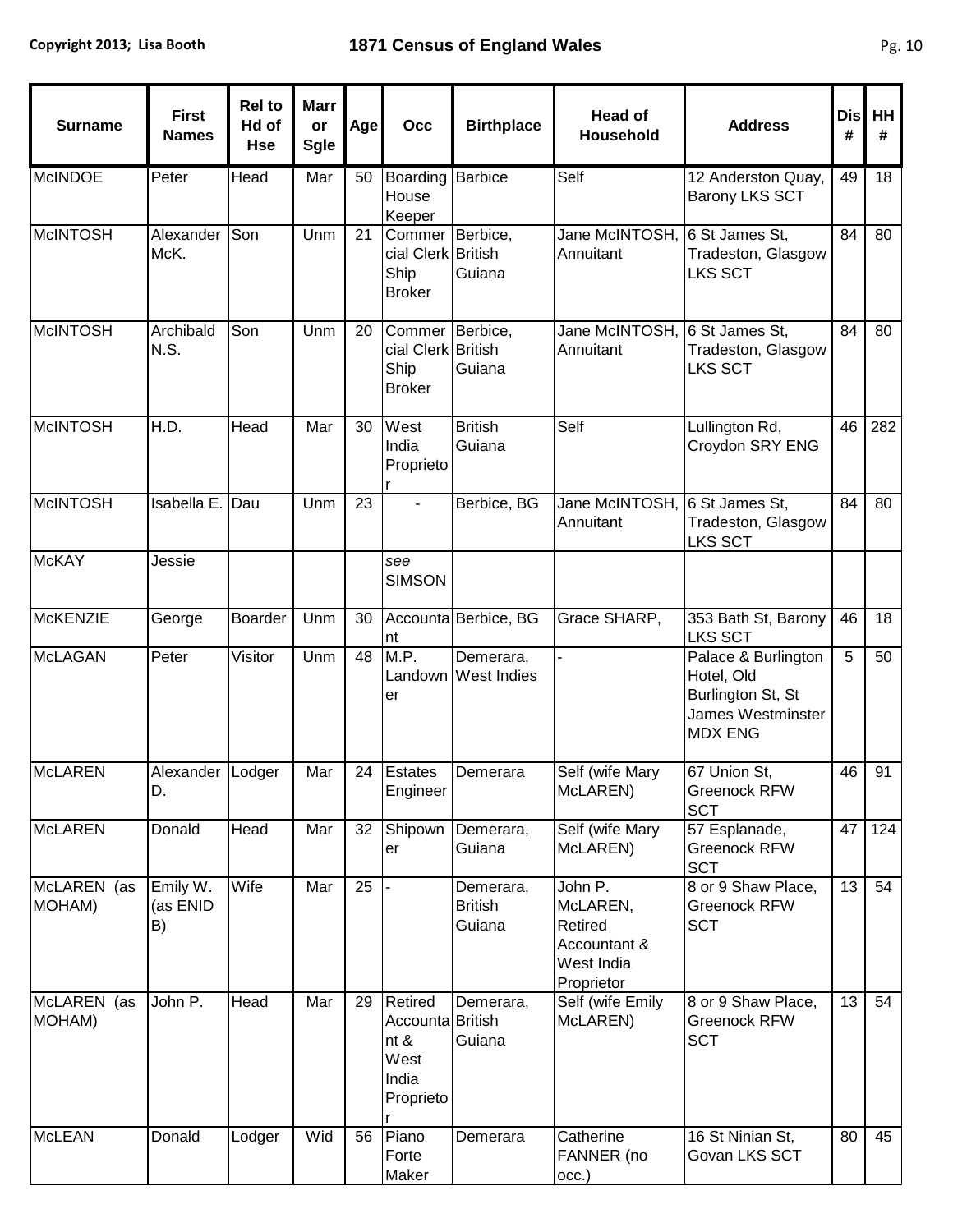| Surname | First Names | Rel to Hd of Hse | Marr or Sgle | Age | Occ | Birthplace | Head of Household | Address | Dis # | HH # |
|---|---|---|---|---|---|---|---|---|---|---|
| McINDOE | Peter | Head | Mar | 50 | Boarding House Keeper | Barbice | Self | 12 Anderston Quay, Barony LKS SCT | 49 | 18 |
| McINTOSH | Alexander McK. | Son | Unm | 21 | Commercial Clerk Ship Broker | Berbice, British Guiana | Jane McINTOSH, Annuitant | 6 St James St, Tradeston, Glasgow LKS SCT | 84 | 80 |
| McINTOSH | Archibald N.S. | Son | Unm | 20 | Commercial Clerk Ship Broker | Berbice, British Guiana | Jane McINTOSH, Annuitant | 6 St James St, Tradeston, Glasgow LKS SCT | 84 | 80 |
| McINTOSH | H.D. | Head | Mar | 30 | West India Proprietor | British Guiana | Self | Lullington Rd, Croydon SRY ENG | 46 | 282 |
| McINTOSH | Isabella E. | Dau | Unm | 23 | - | Berbice, BG | Jane McINTOSH, Annuitant | 6 St James St, Tradeston, Glasgow LKS SCT | 84 | 80 |
| McKAY | Jessie | | | | *see SIMSON* | | | | | |
| McKENZIE | George | Boarder | Unm | 30 | Accountant | Berbice, BG | Grace SHARP, | 353 Bath St, Barony LKS SCT | 46 | 18 |
| McLAGAN | Peter | Visitor | Unm | 48 | M.P. Landowner | Demerara, West Indies | - | Palace & Burlington Hotel, Old Burlington St, St James Westminster MDX ENG | 5 | 50 |
| McLAREN | Alexander D. | Lodger | Mar | 24 | Estates Engineer | Demerara | Self (wife Mary McLAREN) | 67 Union St, Greenock RFW SCT | 46 | 91 |
| McLAREN | Donald | Head | Mar | 32 | Shipowner | Demerara, Guiana | Self (wife Mary McLAREN) | 57 Esplanade, Greenock RFW SCT | 47 | 124 |
| McLAREN (as MOHAM) | Emily W. (as ENID B) | Wife | Mar | 25 | - | Demerara, British Guiana | John P. McLAREN, Retired Accountant & West India Proprietor | 8 or 9 Shaw Place, Greenock RFW SCT | 13 | 54 |
| McLAREN (as MOHAM) | John P. | Head | Mar | 29 | Retired Accountant & West India Proprietor | Demerara, British Guiana | Self (wife Emily McLAREN) | 8 or 9 Shaw Place, Greenock RFW SCT | 13 | 54 |
| McLEAN | Donald | Lodger | Wid | 56 | Piano Forte Maker | Demerara | Catherine FANNER (no occ.) | 16 St Ninian St, Govan LKS SCT | 80 | 45 |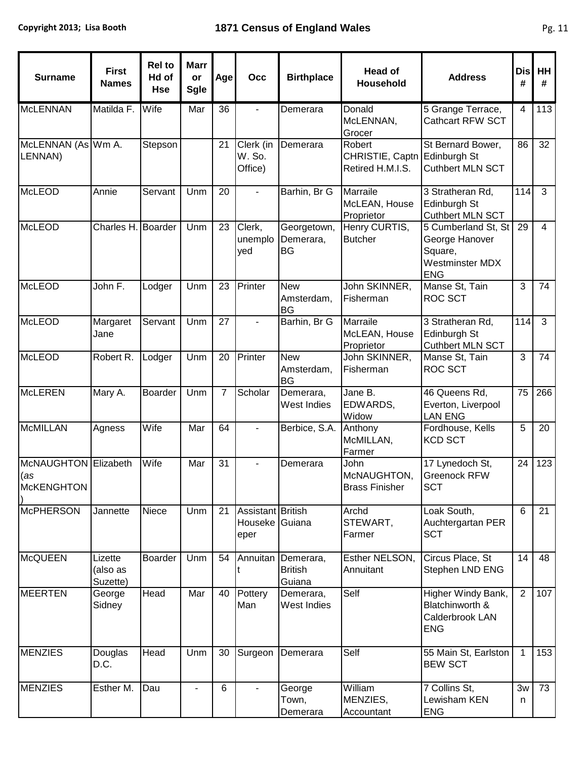| Surname | First Names | Rel to Hd of Hse | Marr or Sgle | Age | Occ | Birthplace | Head of Household | Address | Dis # | HH # |
|---|---|---|---|---|---|---|---|---|---|---|
| McLENNAN | Matilda F. | Wife | Mar | 36 | - | Demerara | Donald McLENNAN, Grocer | 5 Grange Terrace, Cathcart RFW SCT | 4 | 113 |
| McLENNAN (As LENNAN) | Wm A. | Stepson | | 21 | Clerk (in W. So. Office) | Demerara | Robert CHRISTIE, Captn Retired H.M.I.S. | St Bernard Bower, Edinburgh St Cuthbert MLN SCT | 86 | 32 |
| McLEOD | Annie | Servant | Unm | 20 | - | Barhin, Br G | Marraile McLEAN, House Proprietor | 3 Stratheran Rd, Edinburgh St Cuthbert MLN SCT | 114 | 3 |
| McLEOD | Charles H. | Boarder | Unm | 23 | Clerk, unemployed | Georgetown, Demerara, BG | Henry CURTIS, Butcher | 5 Cumberland St, St George Hanover Square, Westminster MDX ENG | 29 | 4 |
| McLEOD | John F. | Lodger | Unm | 23 | Printer | New Amsterdam, BG | John SKINNER, Fisherman | Manse St, Tain ROC SCT | 3 | 74 |
| McLEOD | Margaret Jane | Servant | Unm | 27 | - | Barhin, Br G | Marraile McLEAN, House Proprietor | 3 Stratheran Rd, Edinburgh St Cuthbert MLN SCT | 114 | 3 |
| McLEOD | Robert R. | Lodger | Unm | 20 | Printer | New Amsterdam, BG | John SKINNER, Fisherman | Manse St, Tain ROC SCT | 3 | 74 |
| McLEREN | Mary A. | Boarder | Unm | 7 | Scholar | Demerara, West Indies | Jane B. EDWARDS, Widow | 46 Queens Rd, Everton, Liverpool LAN ENG | 75 | 266 |
| McMILLAN | Agness | Wife | Mar | 64 | - | Berbice, S.A. | Anthony McMILLAN, Farmer | Fordhouse, Kells KCD SCT | 5 | 20 |
| McNAUGHTON (*as* McKENGHTON) | Elizabeth | Wife | Mar | 31 | - | Demerara | John McNAUGHTON, Brass Finisher | 17 Lynedoch St, Greenock RFW SCT | 24 | 123 |
| McPHERSON | Jannette | Niece | Unm | 21 | Assistant Housekeeper | British Guiana | Archd STEWART, Farmer | Loak South, Auchtergartan PER SCT | 6 | 21 |
| McQUEEN | Lizette (also as Suzette) | Boarder | Unm | 54 | Annuitant | Demerara, British Guiana | Esther NELSON, Annuitant | Circus Place, St Stephen LND ENG | 14 | 48 |
| MEERTEN | George Sidney | Head | Mar | 40 | Pottery Man | Demerara, West Indies | Self | Higher Windy Bank, Blatchinworth & Calderbrook LAN ENG | 2 | 107 |
| MENZIES | Douglas D.C. | Head | Unm | 30 | Surgeon | Demerara | Self | 55 Main St, Earlston BEW SCT | 1 | 153 |
| MENZIES | Esther M. | Dau | - | 6 | - | George Town, Demerara | William MENZIES, Accountant | 7 Collins St, Lewisham KEN ENG | 3wn | 73 |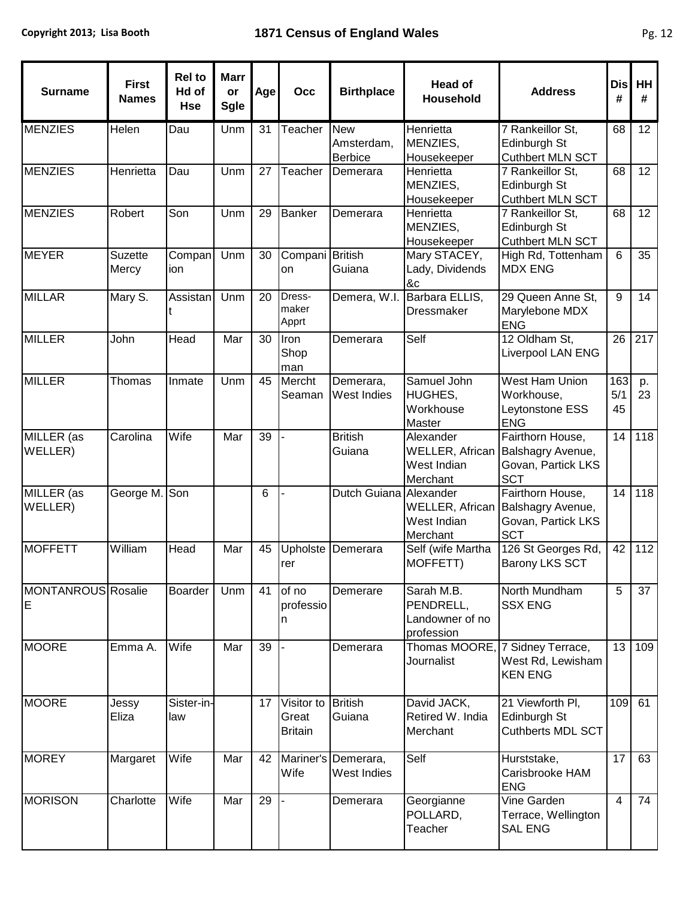| Surname | First Names | Rel to Hd of Hse | Marr or Sgle | Age | Occ | Birthplace | Head of Household | Address | Dis # | HH # |
|---|---|---|---|---|---|---|---|---|---|---|
| MENZIES | Helen | Dau | Unm | 31 | Teacher | New Amsterdam, Berbice | Henrietta MENZIES, Housekeeper | 7 Rankeillor St, Edinburgh St Cuthbert MLN SCT | 68 | 12 |
| MENZIES | Henrietta | Dau | Unm | 27 | Teacher | Demerara | Henrietta MENZIES, Housekeeper | 7 Rankeillor St, Edinburgh St Cuthbert MLN SCT | 68 | 12 |
| MENZIES | Robert | Son | Unm | 29 | Banker | Demerara | Henrietta MENZIES, Housekeeper | 7 Rankeillor St, Edinburgh St Cuthbert MLN SCT | 68 | 12 |
| MEYER | Suzette Mercy | Companion | Unm | 30 | Companion | British Guiana | Mary STACEY, Lady, Dividends &c | High Rd, Tottenham MDX ENG | 6 | 35 |
| MILLAR | Mary S. | Assistant | Unm | 20 | Dress-maker Apprt | Demera, W.I. | Barbara ELLIS, Dressmaker | 29 Queen Anne St, Marylebone MDX ENG | 9 | 14 |
| MILLER | John | Head | Mar | 30 | Iron Shop man | Demerara | Self | 12 Oldham St, Liverpool LAN ENG | 26 | 217 |
| MILLER | Thomas | Inmate | Unm | 45 | Mercht Seaman | Demerara, West Indies | Samuel John HUGHES, Workhouse Master | West Ham Union Workhouse, Leytonstone ESS ENG | 163 5/1 45 | p. 23 |
| MILLER (as WELLER) | Carolina | Wife | Mar | 39 | - | British Guiana | Alexander WELLER, African West Indian Merchant | Fairthorn House, Balshagry Avenue, Govan, Partick LKS SCT | 14 | 118 |
| MILLER (as WELLER) | George M. | Son | | 6 | - | Dutch Guiana | Alexander WELLER, African West Indian Merchant | Fairthorn House, Balshagry Avenue, Govan, Partick LKS SCT | 14 | 118 |
| MOFFETT | William | Head | Mar | 45 | Upholsterer | Demerara | Self (wife Martha MOFFETT) | 126 St Georges Rd, Barony LKS SCT | 42 | 112 |
| MONTANROUSE | Rosalie | Boarder | Unm | 41 | of no profession | Demerare | Sarah M.B. PENDRELL, Landowner of no profession | North Mundham SSX ENG | 5 | 37 |
| MOORE | Emma A. | Wife | Mar | 39 | - | Demerara | Thomas MOORE, Journalist | 7 Sidney Terrace, West Rd, Lewisham KEN ENG | 13 | 109 |
| MOORE | Jessy Eliza | Sister-in-law | | 17 | Visitor to Great Britain | British Guiana | David JACK, Retired W. India Merchant | 21 Viewforth Pl, Edinburgh St Cuthberts MDL SCT | 109 | 61 |
| MOREY | Margaret | Wife | Mar | 42 | Mariner's Wife | Demerara, West Indies | Self | Hurststake, Carisbrooke HAM ENG | 17 | 63 |
| MORISON | Charlotte | Wife | Mar | 29 | - | Demerara | Georgianne POLLARD, Teacher | Vine Garden Terrace, Wellington SAL ENG | 4 | 74 |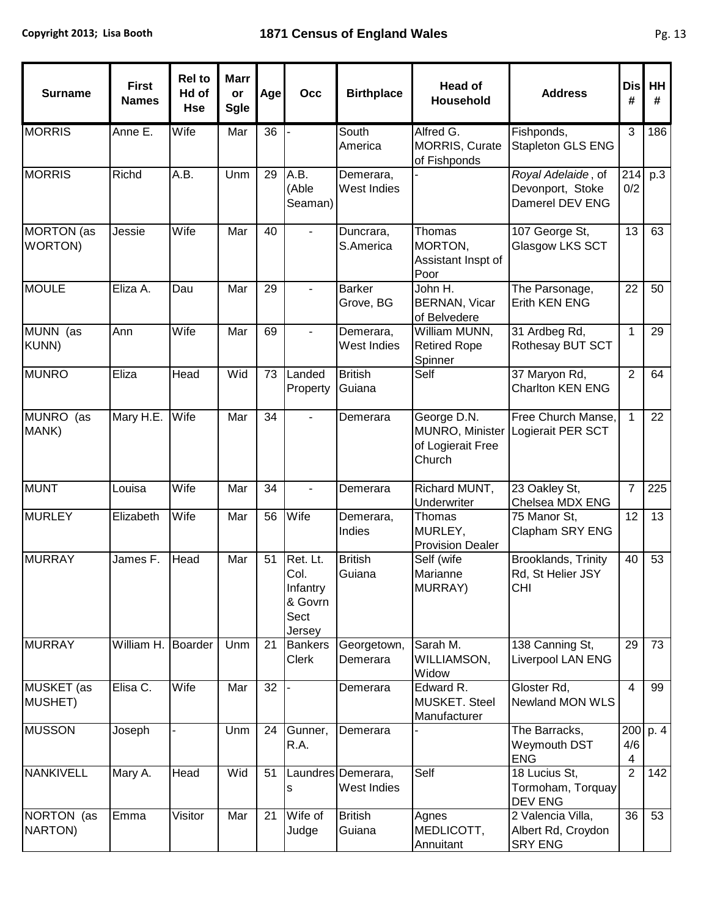| Surname | First Names | Rel to Hd of Hse | Marr or Sgle | Age | Occ | Birthplace | Head of Household | Address | Dis # | HH # |
|---|---|---|---|---|---|---|---|---|---|---|
| MORRIS | Anne E. | Wife | Mar | 36 | - | South America | Alfred G. MORRIS, Curate of Fishponds | Fishponds, Stapleton GLS ENG | 3 | 186 |
| MORRIS | Richd | A.B. | Unm | 29 | A.B. (Able Seaman) | Demerara, West Indies | - | *Royal Adelaide*, of Devonport, Stoke Damerel DEV ENG | 214 0/2 | p.3 |
| MORTON (as WORTON) | Jessie | Wife | Mar | 40 | - | Duncrara, S.America | Thomas MORTON, Assistant Inspt of Poor | 107 George St, Glasgow LKS SCT | 13 | 63 |
| MOULE | Eliza A. | Dau | Mar | 29 | - | Barker Grove, BG | John H. BERNAN, Vicar of Belvedere | The Parsonage, Erith KEN ENG | 22 | 50 |
| MUNN (as KUNN) | Ann | Wife | Mar | 69 | - | Demerara, West Indies | William MUNN, Retired Rope Spinner | 31 Ardbeg Rd, Rothesay BUT SCT | 1 | 29 |
| MUNRO | Eliza | Head | Wid | 73 | Landed Property | British Guiana | Self | 37 Maryon Rd, Charlton KEN ENG | 2 | 64 |
| MUNRO (as MANK) | Mary H.E. | Wife | Mar | 34 | - | Demerara | George D.N. MUNRO, Minister of Logierait Free Church | Free Church Manse, Logierait PER SCT | 1 | 22 |
| MUNT | Louisa | Wife | Mar | 34 | - | Demerara | Richard MUNT, Underwriter | 23 Oakley St, Chelsea MDX ENG | 7 | 225 |
| MURLEY | Elizabeth | Wife | Mar | 56 | Wife | Demerara, Indies | Thomas MURLEY, Provision Dealer | 75 Manor St, Clapham SRY ENG | 12 | 13 |
| MURRAY | James F. | Head | Mar | 51 | Ret. Lt. Col. Infantry & Govrn Sect Jersey | British Guiana | Self (wife Marianne MURRAY) | Brooklands, Trinity Rd, St Helier JSY CHI | 40 | 53 |
| MURRAY | William H. | Boarder | Unm | 21 | Bankers Clerk | Georgetown, Demerara | Sarah M. WILLIAMSON, Widow | 138 Canning St, Liverpool LAN ENG | 29 | 73 |
| MUSKET (as MUSHET) | Elisa C. | Wife | Mar | 32 | - | Demerara | Edward R. MUSKET. Steel Manufacturer | Gloster Rd, Newland MON WLS | 4 | 99 |
| MUSSON | Joseph | - | Unm | 24 | Gunner, R.A. | Demerara | - | The Barracks, Weymouth DST ENG | 200 4/6 4 | p. 4 |
| NANKIVELL | Mary A. | Head | Wid | 51 | Laundress | Demerara, West Indies | Self | 18 Lucius St, Tormoham, Torquay DEV ENG | 2 | 142 |
| NORTON (as NARTON) | Emma | Visitor | Mar | 21 | Wife of Judge | British Guiana | Agnes MEDLICOTT, Annuitant | 2 Valencia Villa, Albert Rd, Croydon SRY ENG | 36 | 53 |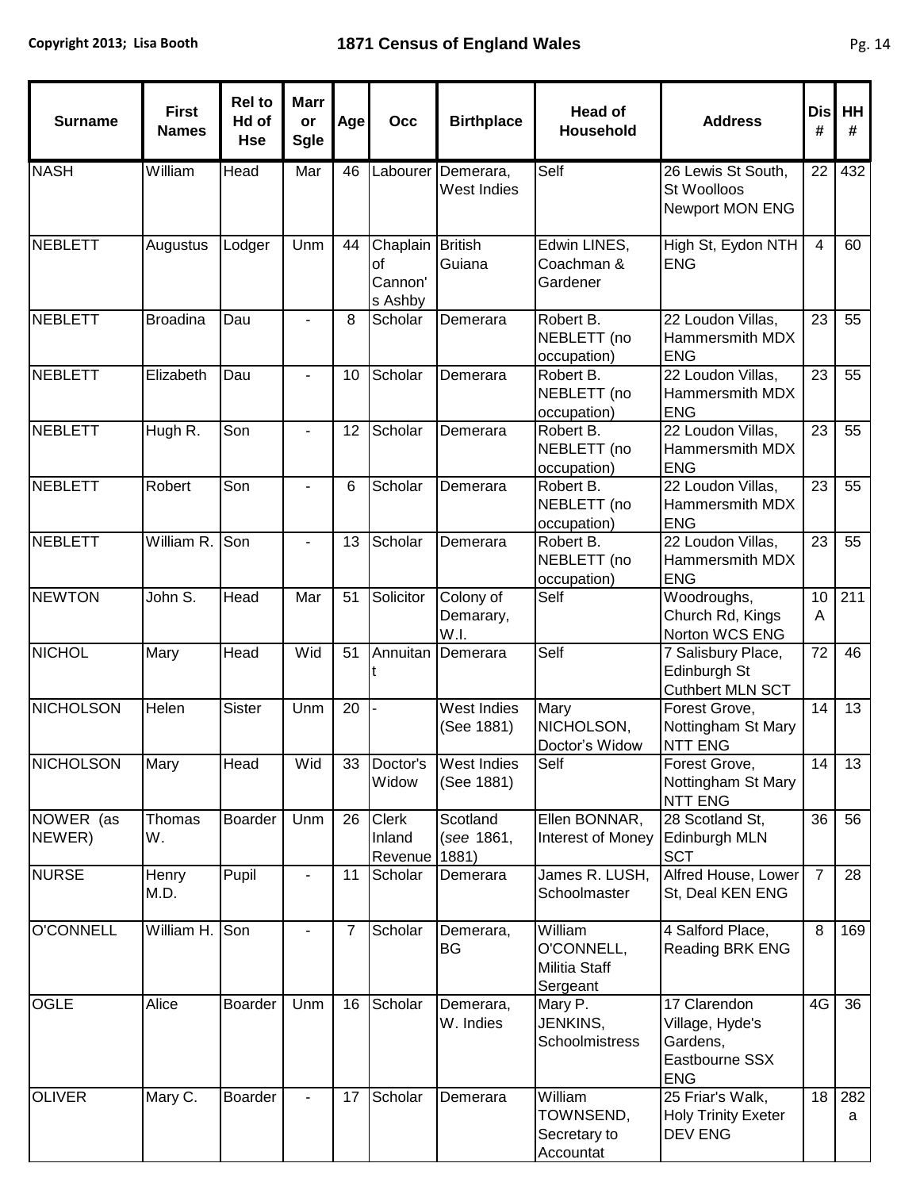| Surname | First Names | Rel to Hd of Hse | Marr or Sgle | Age | Occ | Birthplace | Head of Household | Address | Dis # | HH # |
|---|---|---|---|---|---|---|---|---|---|---|
| NASH | William | Head | Mar | 46 | Labourer | Demerara, West Indies | Self | 26 Lewis St South, St Woolloos Newport MON ENG | 22 | 432 |
| NEBLETT | Augustus | Lodger | Unm | 44 | Chaplain of Cannon's Ashby | British Guiana | Edwin LINES, Coachman & Gardener | High St, Eydon NTH ENG | 4 | 60 |
| NEBLETT | Broadina | Dau | - | 8 | Scholar | Demerara | Robert B. NEBLETT (no occupation) | 22 Loudon Villas, Hammersmith MDX ENG | 23 | 55 |
| NEBLETT | Elizabeth | Dau | - | 10 | Scholar | Demerara | Robert B. NEBLETT (no occupation) | 22 Loudon Villas, Hammersmith MDX ENG | 23 | 55 |
| NEBLETT | Hugh R. | Son | - | 12 | Scholar | Demerara | Robert B. NEBLETT (no occupation) | 22 Loudon Villas, Hammersmith MDX ENG | 23 | 55 |
| NEBLETT | Robert | Son | - | 6 | Scholar | Demerara | Robert B. NEBLETT (no occupation) | 22 Loudon Villas, Hammersmith MDX ENG | 23 | 55 |
| NEBLETT | William R. | Son | - | 13 | Scholar | Demerara | Robert B. NEBLETT (no occupation) | 22 Loudon Villas, Hammersmith MDX ENG | 23 | 55 |
| NEWTON | John S. | Head | Mar | 51 | Solicitor | Colony of Demarary, W.I. | Self | Woodroughs, Church Rd, Kings Norton WCS ENG | 10 A | 211 |
| NICHOL | Mary | Head | Wid | 51 | Annuitant | Demerara | Self | 7 Salisbury Place, Edinburgh St Cuthbert MLN SCT | 72 | 46 |
| NICHOLSON | Helen | Sister | Unm | 20 | - | West Indies (See 1881) | Mary NICHOLSON, Doctor's Widow | Forest Grove, Nottingham St Mary NTT ENG | 14 | 13 |
| NICHOLSON | Mary | Head | Wid | 33 | Doctor's Widow | West Indies (See 1881) | Self | Forest Grove, Nottingham St Mary NTT ENG | 14 | 13 |
| NOWER (as NEWER) | Thomas W. | Boarder | Unm | 26 | Clerk Inland Revenue | Scotland (*see* 1861, 1881) | Ellen BONNAR, Interest of Money | 28 Scotland St, Edinburgh MLN SCT | 36 | 56 |
| NURSE | Henry M.D. | Pupil | - | 11 | Scholar | Demerara | James R. LUSH, Schoolmaster | Alfred House, Lower St, Deal KEN ENG | 7 | 28 |
| O'CONNELL | William H. | Son | - | 7 | Scholar | Demerara, BG | William O'CONNELL, Militia Staff Sergeant | 4 Salford Place, Reading BRK ENG | 8 | 169 |
| OGLE | Alice | Boarder | Unm | 16 | Scholar | Demerara, W. Indies | Mary P. JENKINS, Schoolmistress | 17 Clarendon Village, Hyde's Gardens, Eastbourne SSX ENG | 4G | 36 |
| OLIVER | Mary C. | Boarder | - | 17 | Scholar | Demerara | William TOWNSEND, Secretary to Accountat | 25 Friar's Walk, Holy Trinity Exeter DEV ENG | 18 | 282 a |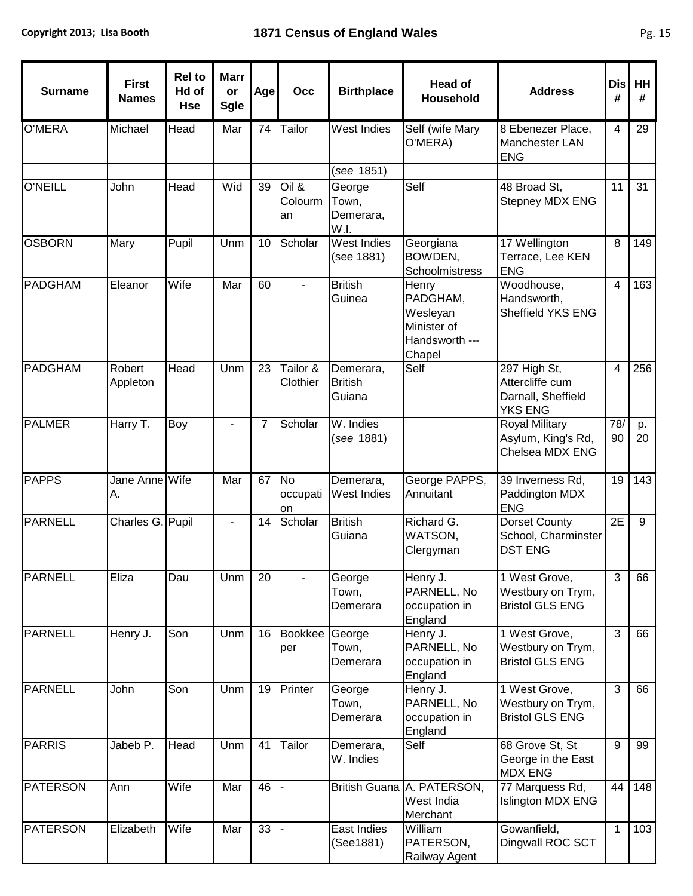| Surname | First Names | Rel to Hd of Hse | Marr or Sgle | Age | Occ | Birthplace | Head of Household | Address | Dis # | HH # |
|---|---|---|---|---|---|---|---|---|---|---|
| O'MERA | Michael | Head | Mar | 74 | Tailor | West Indies | Self (wife Mary O'MERA) | 8 Ebenezer Place, Manchester LAN ENG | 4 | 29 |
| | | | | | | (*see* 1851) | | | | |
| O'NEILL | John | Head | Wid | 39 | Oil & Colourman | George Town, Demerara, W.I. | Self | 48 Broad St, Stepney MDX ENG | 11 | 31 |
| OSBORN | Mary | Pupil | Unm | 10 | Scholar | West Indies (see 1881) | Georgiana BOWDEN, Schoolmistress | 17 Wellington Terrace, Lee KEN ENG | 8 | 149 |
| PADGHAM | Eleanor | Wife | Mar | 60 | - | British Guinea | Henry PADGHAM, Wesleyan Minister of Handsworth --- Chapel | Woodhouse, Handsworth, Sheffield YKS ENG | 4 | 163 |
| PADGHAM | Robert Appleton | Head | Unm | 23 | Tailor & Clothier | Demerara, British Guiana | Self | 297 High St, Attercliffe cum Darnall, Sheffield YKS ENG | 4 | 256 |
| PALMER | Harry T. | Boy | - | 7 | Scholar | W. Indies (*see* 1881) | | Royal Military Asylum, King's Rd, Chelsea MDX ENG | 78/ 90 | p. 20 |
| PAPPS | Jane Anne A. | Wife | Mar | 67 | No occupation | Demerara, West Indies | George PAPPS, Annuitant | 39 Inverness Rd, Paddington MDX ENG | 19 | 143 |
| PARNELL | Charles G. | Pupil | - | 14 | Scholar | British Guiana | Richard G. WATSON, Clergyman | Dorset County School, Charminster DST ENG | 2E | 9 |
| PARNELL | Eliza | Dau | Unm | 20 | - | George Town, Demerara | Henry J. PARNELL, No occupation in England | 1 West Grove, Westbury on Trym, Bristol GLS ENG | 3 | 66 |
| PARNELL | Henry J. | Son | Unm | 16 | Bookkeeper | George Town, Demerara | Henry J. PARNELL, No occupation in England | 1 West Grove, Westbury on Trym, Bristol GLS ENG | 3 | 66 |
| PARNELL | John | Son | Unm | 19 | Printer | George Town, Demerara | Henry J. PARNELL, No occupation in England | 1 West Grove, Westbury on Trym, Bristol GLS ENG | 3 | 66 |
| PARRIS | Jabeb P. | Head | Unm | 41 | Tailor | Demerara, W. Indies | Self | 68 Grove St, St George in the East MDX ENG | 9 | 99 |
| PATERSON | Ann | Wife | Mar | 46 | - | British Guana | A. PATERSON, West India Merchant | 77 Marquess Rd, Islington MDX ENG | 44 | 148 |
| PATERSON | Elizabeth | Wife | Mar | 33 | - | East Indies (See1881) | William PATERSON, Railway Agent | Gowanfield, Dingwall ROC SCT | 1 | 103 |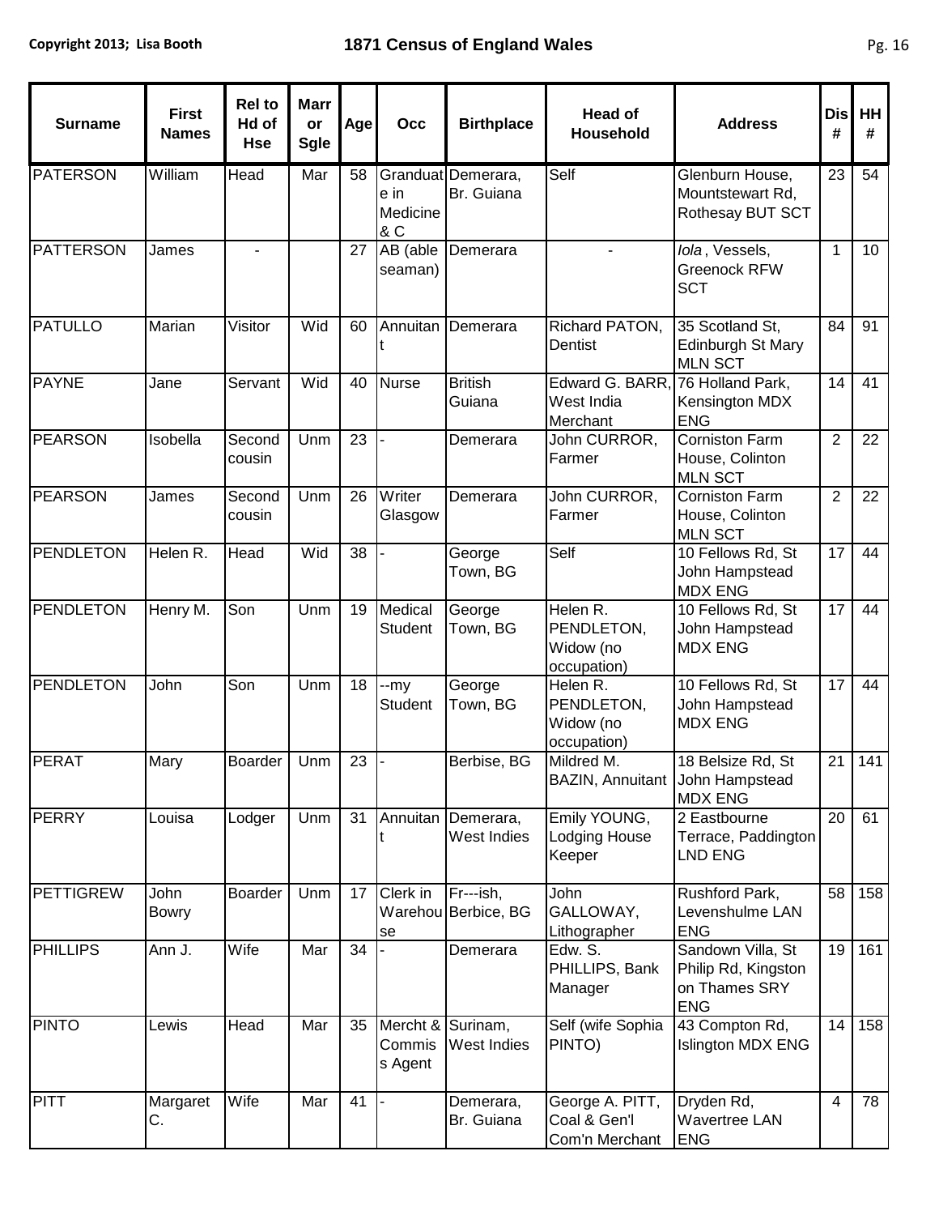| Surname | First Names | Rel to Hd of Hse | Marr or Sgle | Age | Occ | Birthplace | Head of Household | Address | Dis # | HH # |
|---|---|---|---|---|---|---|---|---|---|---|
| PATERSON | William | Head | Mar | 58 | Granduate in Medicine & C | Demerara, Br. Guiana | Self | Glenburn House, Mountstewart Rd, Rothesay BUT SCT | 23 | 54 |
| PATTERSON | James | - | | 27 | AB (able seaman) | Demerara | - | *Iola*, Vessels, Greenock RFW SCT | 1 | 10 |
| PATULLO | Marian | Visitor | Wid | 60 | Annuitant | Demerara | Richard PATON, Dentist | 35 Scotland St, Edinburgh St Mary MLN SCT | 84 | 91 |
| PAYNE | Jane | Servant | Wid | 40 | Nurse | British Guiana | Edward G. BARR, West India Merchant | 76 Holland Park, Kensington MDX ENG | 14 | 41 |
| PEARSON | Isobella | Second cousin | Unm | 23 | - | Demerara | John CURROR, Farmer | Corniston Farm House, Colinton MLN SCT | 2 | 22 |
| PEARSON | James | Second cousin | Unm | 26 | Writer Glasgow | Demerara | John CURROR, Farmer | Corniston Farm House, Colinton MLN SCT | 2 | 22 |
| PENDLETON | Helen R. | Head | Wid | 38 | - | George Town, BG | Self | 10 Fellows Rd, St John Hampstead MDX ENG | 17 | 44 |
| PENDLETON | Henry M. | Son | Unm | 19 | Medical Student | George Town, BG | Helen R. PENDLETON, Widow (no occupation) | 10 Fellows Rd, St John Hampstead MDX ENG | 17 | 44 |
| PENDLETON | John | Son | Unm | 18 | --my Student | George Town, BG | Helen R. PENDLETON, Widow (no occupation) | 10 Fellows Rd, St John Hampstead MDX ENG | 17 | 44 |
| PERAT | Mary | Boarder | Unm | 23 | - | Berbise, BG | Mildred M. BAZIN, Annuitant | 18 Belsize Rd, St John Hampstead MDX ENG | 21 | 141 |
| PERRY | Louisa | Lodger | Unm | 31 | Annuitant | Demerara, West Indies | Emily YOUNG, Lodging House Keeper | 2 Eastbourne Terrace, Paddington LND ENG | 20 | 61 |
| PETTIGREW | John Bowry | Boarder | Unm | 17 | Clerk in Warehouse | Fr---ish, Berbice, BG | John GALLOWAY, Lithographer | Rushford Park, Levenshulme LAN ENG | 58 | 158 |
| PHILLIPS | Ann J. | Wife | Mar | 34 | - | Demerara | Edw. S. PHILLIPS, Bank Manager | Sandown Villa, St Philip Rd, Kingston on Thames SRY ENG | 19 | 161 |
| PINTO | Lewis | Head | Mar | 35 | Mercht & Commiss Agent | Surinam, West Indies | Self (wife Sophia PINTO) | 43 Compton Rd, Islington MDX ENG | 14 | 158 |
| PITT | Margaret C. | Wife | Mar | 41 | - | Demerara, Br. Guiana | George A. PITT, Coal & Gen'l Com'n Merchant | Dryden Rd, Wavertree LAN ENG | 4 | 78 |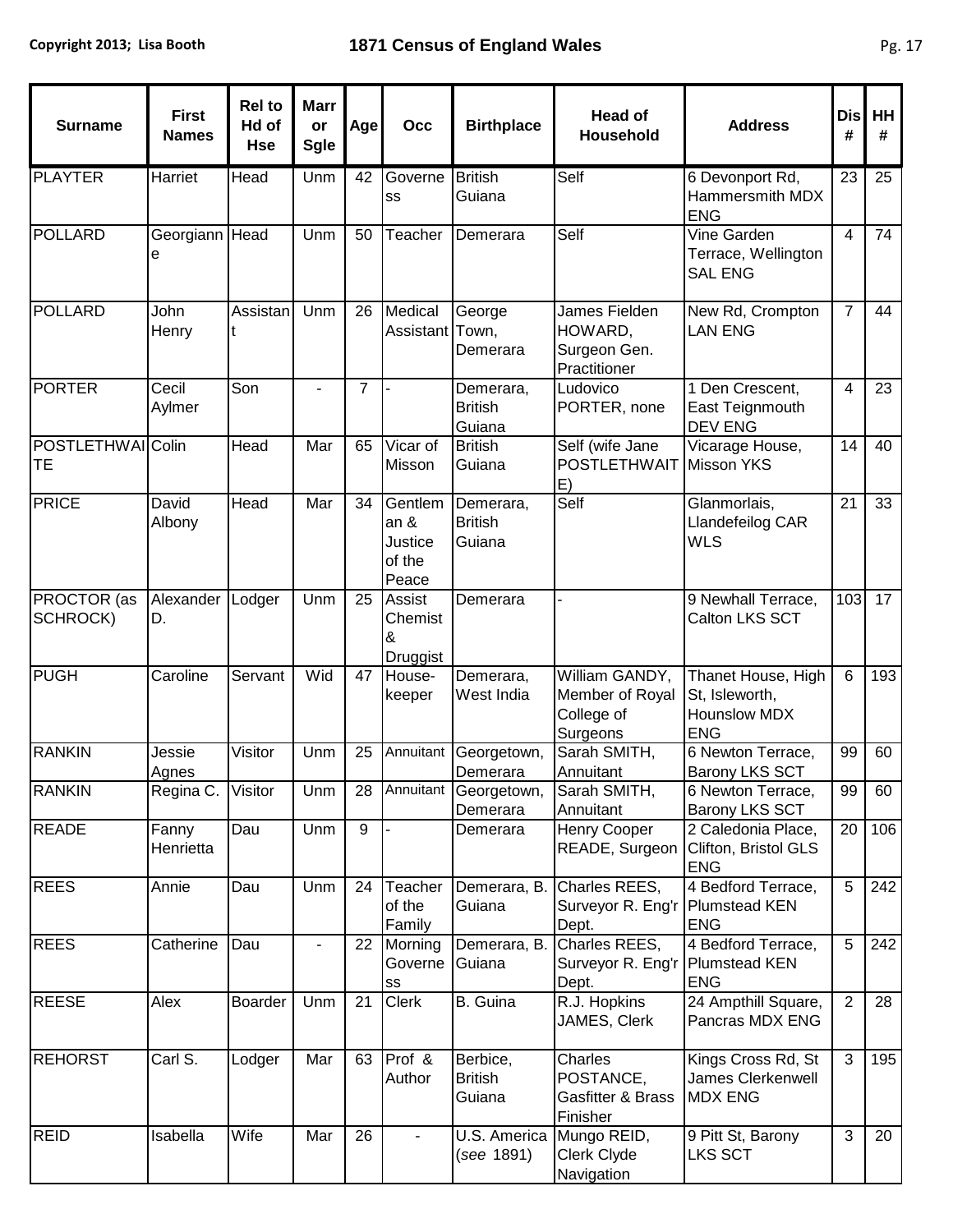| Surname | First Names | Rel to Hd of Hse | Marr or Sgle | Age | Occ | Birthplace | Head of Household | Address | Dis # | HH # |
|---|---|---|---|---|---|---|---|---|---|---|
| PLAYTER | Harriet | Head | Unm | 42 | Governess | British Guiana | Self | 6 Devonport Rd, Hammersmith MDX ENG | 23 | 25 |
| POLLARD | Georgianne | Head | Unm | 50 | Teacher | Demerara | Self | Vine Garden Terrace, Wellington SAL ENG | 4 | 74 |
| POLLARD | John Henry | Assistant | Unm | 26 | Medical Assistant | George Town, Demerara | James Fielden HOWARD, Surgeon Gen. Practitioner | New Rd, Crompton LAN ENG | 7 | 44 |
| PORTER | Cecil Aylmer | Son | - | 7 | - | Demerara, British Guiana | Ludovico PORTER, none | 1 Den Crescent, East Teignmouth DEV ENG | 4 | 23 |
| POSTLETHWAITE | Colin | Head | Mar | 65 | Vicar of Misson | British Guiana | Self (wife Jane POSTLETHWAITE) | Vicarage House, Misson YKS | 14 | 40 |
| PRICE | David Albony | Head | Mar | 34 | Gentleman & Justice of the Peace | Demerara, British Guiana | Self | Glanmorlais, Llandefeilog CAR WLS | 21 | 33 |
| PROCTOR (as SCHROCK) | Alexander D. | Lodger | Unm | 25 | Assist Chemist & Druggist | Demerara | - | 9 Newhall Terrace, Calton LKS SCT | 103 | 17 |
| PUGH | Caroline | Servant | Wid | 47 | House-keeper | Demerara, West India | William GANDY, Member of Royal College of Surgeons | Thanet House, High St, Isleworth, Hounslow MDX ENG | 6 | 193 |
| RANKIN | Jessie Agnes | Visitor | Unm | 25 | Annuitant | Georgetown, Demerara | Sarah SMITH, Annuitant | 6 Newton Terrace, Barony LKS SCT | 99 | 60 |
| RANKIN | Regina C. | Visitor | Unm | 28 | Annuitant | Georgetown, Demerara | Sarah SMITH, Annuitant | 6 Newton Terrace, Barony LKS SCT | 99 | 60 |
| READE | Fanny Henrietta | Dau | Unm | 9 | - | Demerara | Henry Cooper READE, Surgeon | 2 Caledonia Place, Clifton, Bristol GLS ENG | 20 | 106 |
| REES | Annie | Dau | Unm | 24 | Teacher of the Family | Demerara, B. Guiana | Charles REES, Surveyor R. Eng'r Dept. | 4 Bedford Terrace, Plumstead KEN ENG | 5 | 242 |
| REES | Catherine | Dau | - | 22 | Morning Governess | Demerara, B. Guiana | Charles REES, Surveyor R. Eng'r Dept. | 4 Bedford Terrace, Plumstead KEN ENG | 5 | 242 |
| REESE | Alex | Boarder | Unm | 21 | Clerk | B. Guina | R.J. Hopkins JAMES, Clerk | 24 Ampthill Square, Pancras MDX ENG | 2 | 28 |
| REHORST | Carl S. | Lodger | Mar | 63 | Prof & Author | Berbice, British Guiana | Charles POSTANCE, Gasfitter & Brass Finisher | Kings Cross Rd, St James Clerkenwell MDX ENG | 3 | 195 |
| REID | Isabella | Wife | Mar | 26 | - | U.S. America (*see* 1891) | Mungo REID, Clerk Clyde Navigation | 9 Pitt St, Barony LKS SCT | 3 | 20 |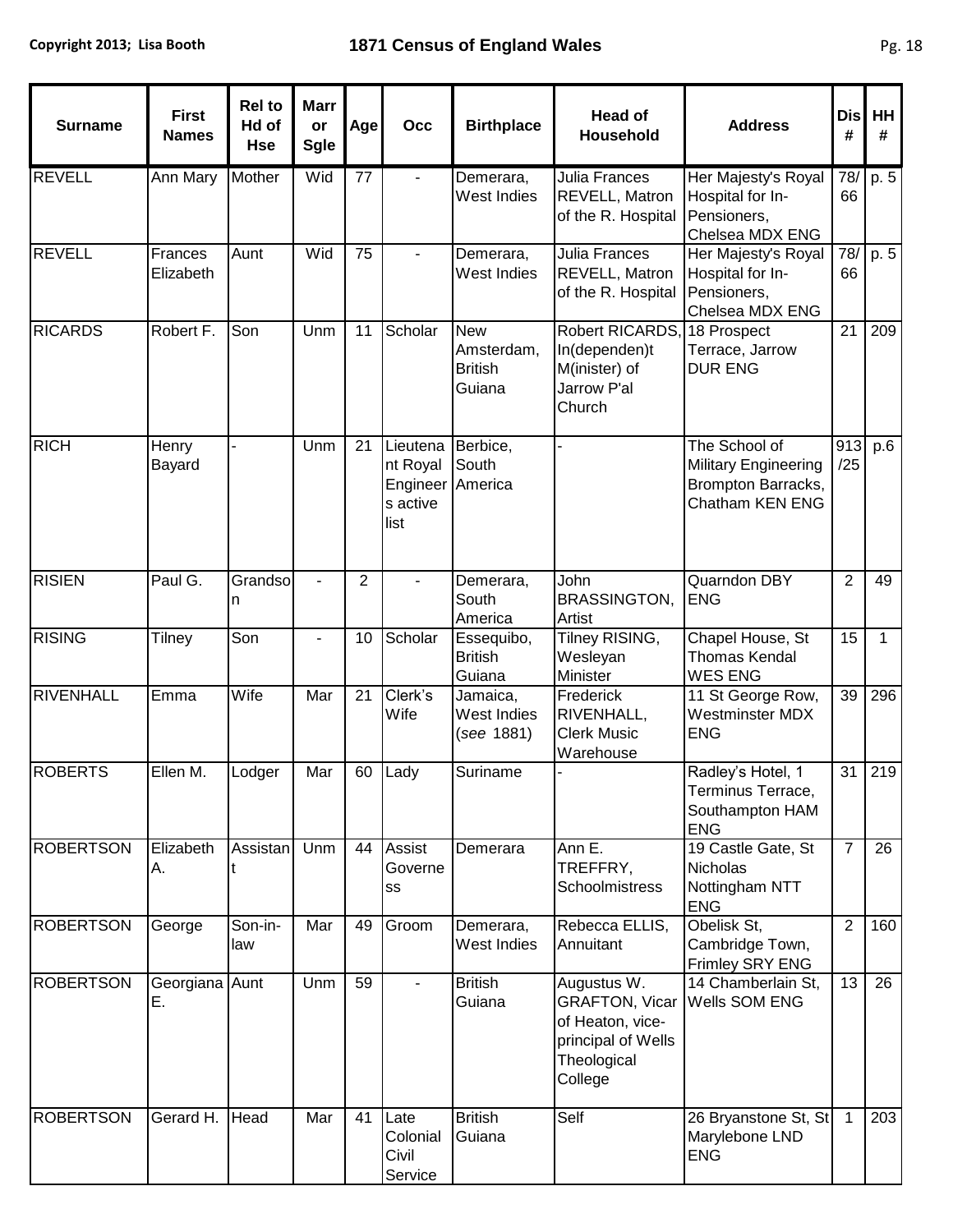| Surname | First Names | Rel to Hd of Hse | Marr or Sgle | Age | Occ | Birthplace | Head of Household | Address | Dis # | HH # |
|---|---|---|---|---|---|---|---|---|---|---|
| REVELL | Ann Mary | Mother | Wid | 77 | - | Demerara, West Indies | Julia Frances REVELL, Matron of the R. Hospital | Her Majesty's Royal Hospital for In-Pensioners, Chelsea MDX ENG | 78/66 | p. 5 |
| REVELL | Frances Elizabeth | Aunt | Wid | 75 | - | Demerara, West Indies | Julia Frances REVELL, Matron of the R. Hospital | Her Majesty's Royal Hospital for In-Pensioners, Chelsea MDX ENG | 78/66 | p. 5 |
| RICARDS | Robert F. | Son | Unm | 11 | Scholar | New Amsterdam, British Guiana | Robert RICARDS, In(dependen)t M(inister) of Jarrow P'al Church | 18 Prospect Terrace, Jarrow DUR ENG | 21 | 209 |
| RICH | Henry Bayard | - | Unm | 21 | Lieutenant Royal Engineers active list | Berbice, South America | - | The School of Military Engineering Brompton Barracks, Chatham KEN ENG | 913/25 | p.6 |
| RISIEN | Paul G. | Grandson | - | 2 | - | Demerara, South America | John BRASSINGTON, Artist | Quarndon DBY ENG | 2 | 49 |
| RISING | Tilney | Son | - | 10 | Scholar | Essequibo, British Guiana | Tilney RISING, Wesleyan Minister | Chapel House, St Thomas Kendal WES ENG | 15 | 1 |
| RIVENHALL | Emma | Wife | Mar | 21 | Clerk's Wife | Jamaica, West Indies (*see* 1881) | Frederick RIVENHALL, Clerk Music Warehouse | 11 St George Row, Westminster MDX ENG | 39 | 296 |
| ROBERTS | Ellen M. | Lodger | Mar | 60 | Lady | Suriname | - | Radley's Hotel, 1 Terminus Terrace, Southampton HAM ENG | 31 | 219 |
| ROBERTSON | Elizabeth A. | Assistant | Unm | 44 | Assist Governess | Demerara | Ann E. TREFFRY, Schoolmistress | 19 Castle Gate, St Nicholas Nottingham NTT ENG | 7 | 26 |
| ROBERTSON | George | Son-in-law | Mar | 49 | Groom | Demerara, West Indies | Rebecca ELLIS, Annuitant | Obelisk St, Cambridge Town, Frimley SRY ENG | 2 | 160 |
| ROBERTSON | Georgiana E. | Aunt | Unm | 59 | - | British Guiana | Augustus W. GRAFTON, Vicar of Heaton, vice-principal of Wells Theological College | 14 Chamberlain St, Wells SOM ENG | 13 | 26 |
| ROBERTSON | Gerard H. | Head | Mar | 41 | Late Colonial Civil Service | British Guiana | Self | 26 Bryanstone St, St Marylebone LND ENG | 1 | 203 |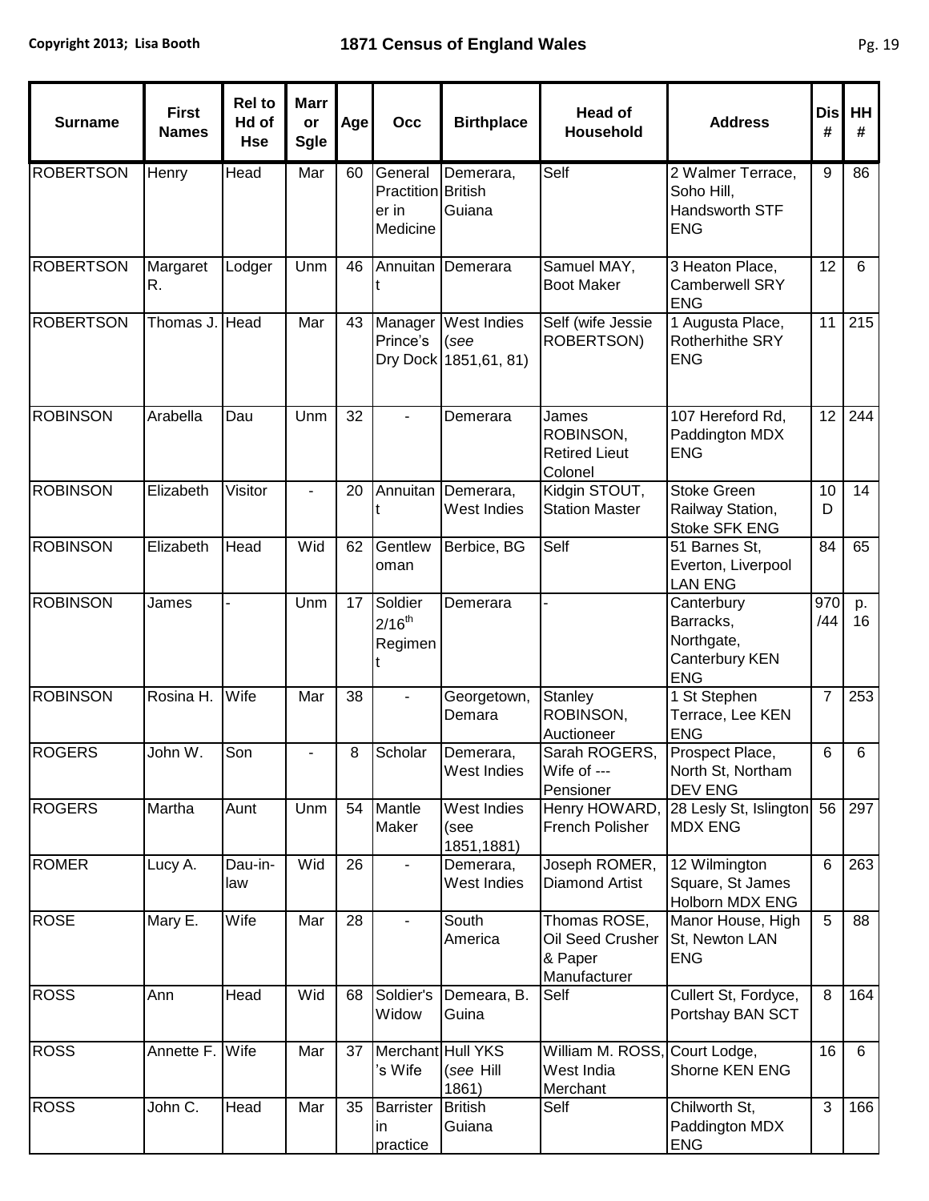| Surname | First Names | Rel to Hd of Hse | Marr or Sgle | Age | Occ | Birthplace | Head of Household | Address | Dis # | HH # |
|---|---|---|---|---|---|---|---|---|---|---|
| ROBERTSON | Henry | Head | Mar | 60 | General Practitioner in Medicine | Demerara, British Guiana | Self | 2 Walmer Terrace, Soho Hill, Handsworth STF ENG | 9 | 86 |
| ROBERTSON | Margaret R. | Lodger | Unm | 46 | Annuitant | Demerara | Samuel MAY, Boot Maker | 3 Heaton Place, Camberwell SRY ENG | 12 | 6 |
| ROBERTSON | Thomas J. | Head | Mar | 43 | Manager Prince's Dry Dock | West Indies (*see* 1851,61, 81) | Self (wife Jessie ROBERTSON) | 1 Augusta Place, Rotherhithe SRY ENG | 11 | 215 |
| ROBINSON | Arabella | Dau | Unm | 32 | - | Demerara | James ROBINSON, Retired Lieut Colonel | 107 Hereford Rd, Paddington MDX ENG | 12 | 244 |
| ROBINSON | Elizabeth | Visitor | - | 20 | Annuitant | Demerara, West Indies | Kidgin STOUT, Station Master | Stoke Green Railway Station, Stoke SFK ENG | 10 D | 14 |
| ROBINSON | Elizabeth | Head | Wid | 62 | Gentlewoman | Berbice, BG | Self | 51 Barnes St, Everton, Liverpool LAN ENG | 84 | 65 |
| ROBINSON | James | - | Unm | 17 | Soldier 2/16th Regiment | Demerara | - | Canterbury Barracks, Northgate, Canterbury KEN ENG | 970 /44 | p. 16 |
| ROBINSON | Rosina H. | Wife | Mar | 38 | - | Georgetown, Demara | Stanley ROBINSON, Auctioneer | 1 St Stephen Terrace, Lee KEN ENG | 7 | 253 |
| ROGERS | John W. | Son | - | 8 | Scholar | Demerara, West Indies | Sarah ROGERS, Wife of --- Pensioner | Prospect Place, North St, Northam DEV ENG | 6 | 6 |
| ROGERS | Martha | Aunt | Unm | 54 | Mantle Maker | West Indies (see 1851,1881) | Henry HOWARD, French Polisher | 28 Lesly St, Islington MDX ENG | 56 | 297 |
| ROMER | Lucy A. | Dau-in-law | Wid | 26 | - | Demerara, West Indies | Joseph ROMER, Diamond Artist | 12 Wilmington Square, St James Holborn MDX ENG | 6 | 263 |
| ROSE | Mary E. | Wife | Mar | 28 | - | South America | Thomas ROSE, Oil Seed Crusher & Paper Manufacturer | Manor House, High St, Newton LAN ENG | 5 | 88 |
| ROSS | Ann | Head | Wid | 68 | Soldier's Widow | Demeara, B. Guina | Self | Cullert St, Fordyce, Portshay BAN SCT | 8 | 164 |
| ROSS | Annette F. | Wife | Mar | 37 | Merchant's Wife | Hull YKS (*see* Hill 1861) | William M. ROSS, West India Merchant | Court Lodge, Shorne KEN ENG | 16 | 6 |
| ROSS | John C. | Head | Mar | 35 | Barrister in practice | British Guiana | Self | Chilworth St, Paddington MDX ENG | 3 | 166 |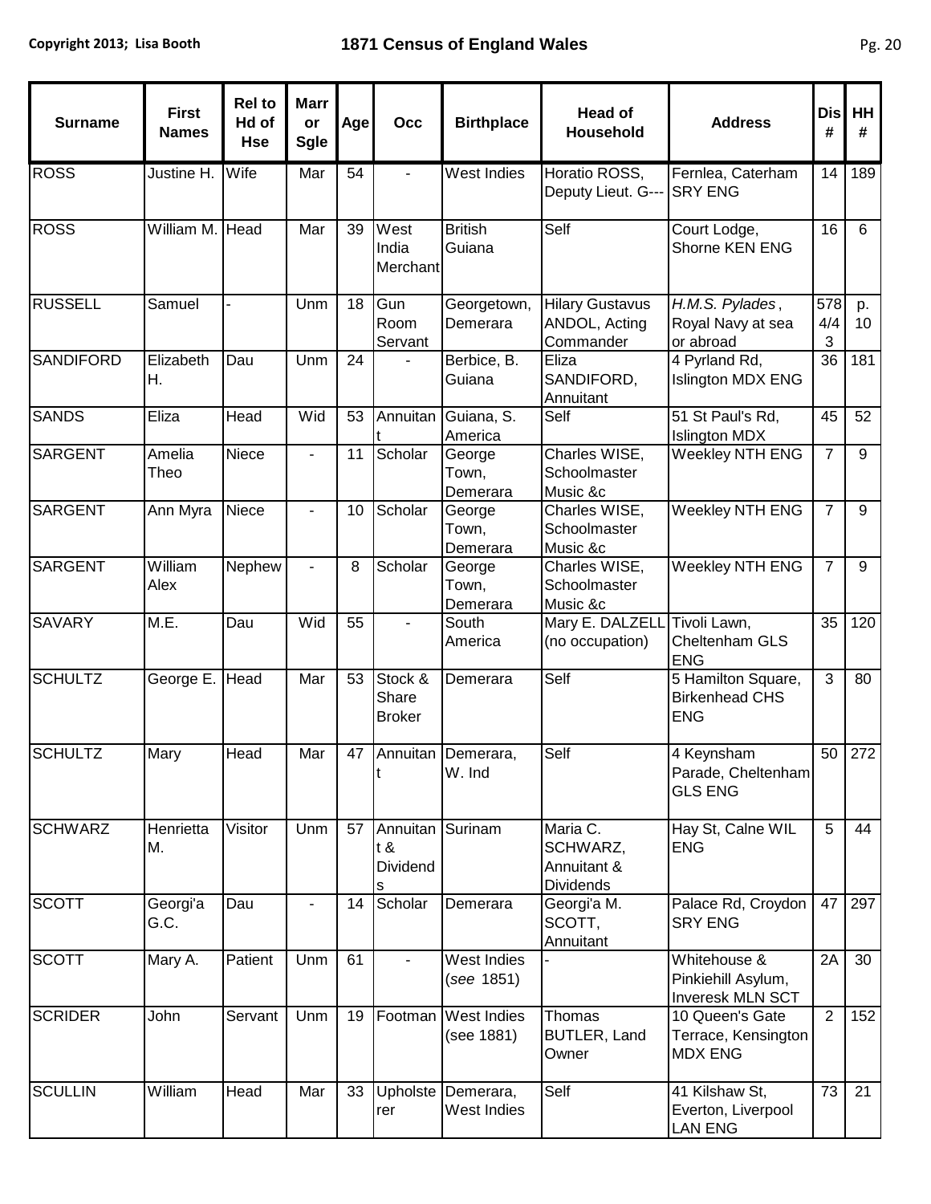| Surname | First Names | Rel to Hd of Hse | Marr or Sgle | Age | Occ | Birthplace | Head of Household | Address | Dis # | HH # |
|---|---|---|---|---|---|---|---|---|---|---|
| ROSS | Justine H. | Wife | Mar | 54 | - | West Indies | Horatio ROSS, Deputy Lieut. G--- | Fernlea, Caterham SRY ENG | 14 | 189 |
| ROSS | William M. | Head | Mar | 39 | West India Merchant | British Guiana | Self | Court Lodge, Shorne KEN ENG | 16 | 6 |
| RUSSELL | Samuel | - | Unm | 18 | Gun Room Servant | Georgetown, Demerara | Hilary Gustavus ANDOL, Acting Commander | *H.M.S. Pylades*, Royal Navy at sea or abroad | 578 4/4 3 | p. 10 |
| SANDIFORD | Elizabeth H. | Dau | Unm | 24 | - | Berbice, B. Guiana | Eliza SANDIFORD, Annuitant | 4 Pyrland Rd, Islington MDX ENG | 36 | 181 |
| SANDS | Eliza | Head | Wid | 53 | Annuitant | Guiana, S. America | Self | 51 St Paul's Rd, Islington MDX | 45 | 52 |
| SARGENT | Amelia Theo | Niece | - | 11 | Scholar | George Town, Demerara | Charles WISE, Schoolmaster Music &c | Weekley NTH ENG | 7 | 9 |
| SARGENT | Ann Myra | Niece | - | 10 | Scholar | George Town, Demerara | Charles WISE, Schoolmaster Music &c | Weekley NTH ENG | 7 | 9 |
| SARGENT | William Alex | Nephew | - | 8 | Scholar | George Town, Demerara | Charles WISE, Schoolmaster Music &c | Weekley NTH ENG | 7 | 9 |
| SAVARY | M.E. | Dau | Wid | 55 | - | South America | Mary E. DALZELL (no occupation) | Tivoli Lawn, Cheltenham GLS ENG | 35 | 120 |
| SCHULTZ | George E. | Head | Mar | 53 | Stock & Share Broker | Demerara | Self | 5 Hamilton Square, Birkenhead CHS ENG | 3 | 80 |
| SCHULTZ | Mary | Head | Mar | 47 | Annuitant | Demerara, W. Ind | Self | 4 Keynsham Parade, Cheltenham GLS ENG | 50 | 272 |
| SCHWARZ | Henrietta M. | Visitor | Unm | 57 | Annuitant & Dividends | Surinam | Maria C. SCHWARZ, Annuitant & Dividends | Hay St, Calne WIL ENG | 5 | 44 |
| SCOTT | Georgi'a G.C. | Dau | - | 14 | Scholar | Demerara | Georgi'a M. SCOTT, Annuitant | Palace Rd, Croydon SRY ENG | 47 | 297 |
| SCOTT | Mary A. | Patient | Unm | 61 | - | West Indies (*see* 1851) | - | Whitehouse & Pinkiehill Asylum, Inveresk MLN SCT | 2A | 30 |
| SCRIDER | John | Servant | Unm | 19 | Footman | West Indies (see 1881) | Thomas BUTLER, Land Owner | 10 Queen's Gate Terrace, Kensington MDX ENG | 2 | 152 |
| SCULLIN | William | Head | Mar | 33 | Upholsterer | Demerara, West Indies | Self | 41 Kilshaw St, Everton, Liverpool LAN ENG | 73 | 21 |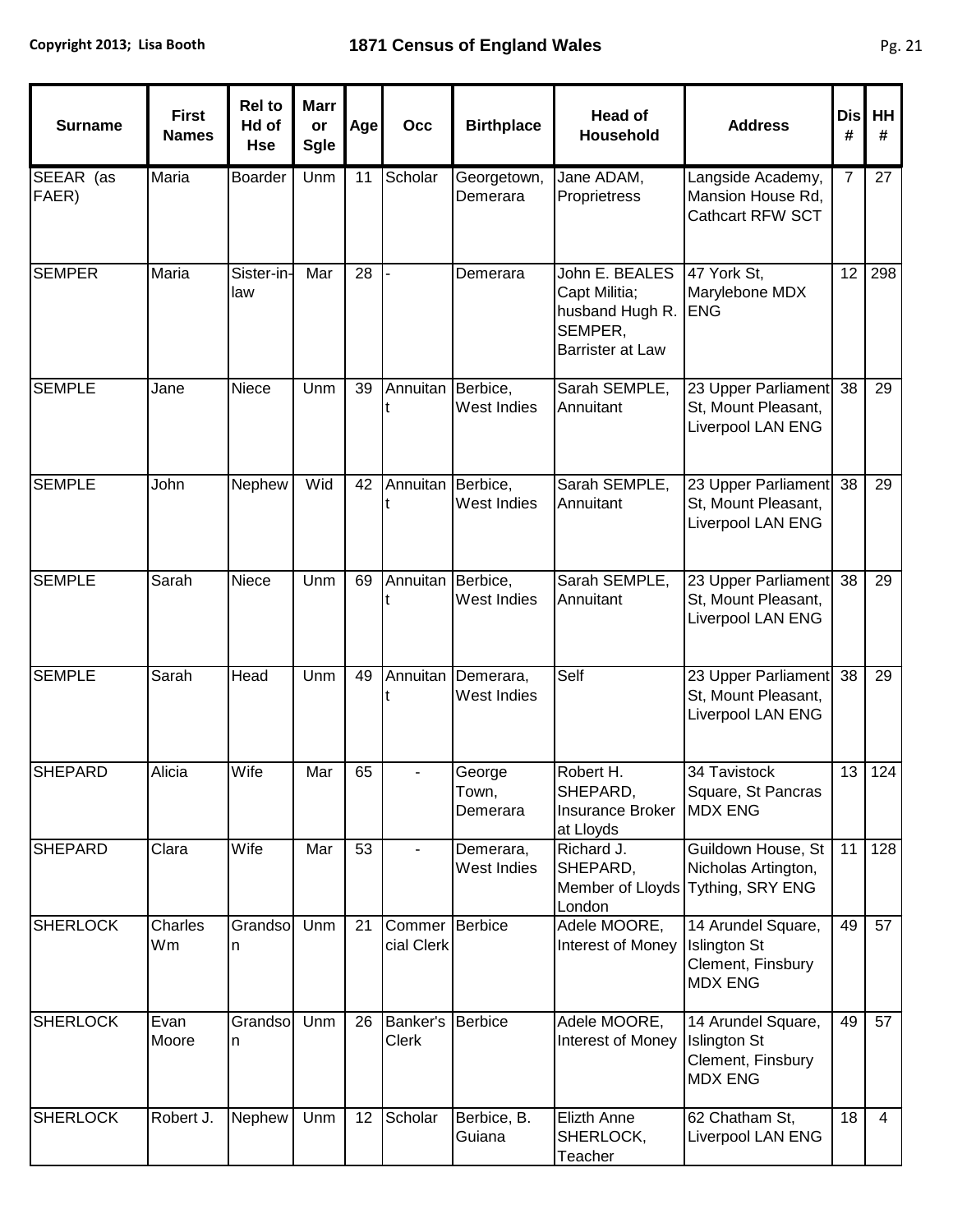| Surname | First Names | Rel to Hd of Hse | Marr or Sgle | Age | Occ | Birthplace | Head of Household | Address | Dis # | HH # |
|---|---|---|---|---|---|---|---|---|---|---|
| SEEAR (as FAER) | Maria | Boarder | Unm | 11 | Scholar | Georgetown, Demerara | Jane ADAM, Proprietress | Langside Academy, Mansion House Rd, Cathcart RFW SCT | 7 | 27 |
| SEMPER | Maria | Sister-in-law | Mar | 28 | - | Demerara | John E. BEALES Capt Militia; husband Hugh R. SEMPER, Barrister at Law | 47 York St, Marylebone MDX ENG | 12 | 298 |
| SEMPLE | Jane | Niece | Unm | 39 | Annuitant | Berbice, West Indies | Sarah SEMPLE, Annuitant | 23 Upper Parliament St, Mount Pleasant, Liverpool LAN ENG | 38 | 29 |
| SEMPLE | John | Nephew | Wid | 42 | Annuitant | Berbice, West Indies | Sarah SEMPLE, Annuitant | 23 Upper Parliament St, Mount Pleasant, Liverpool LAN ENG | 38 | 29 |
| SEMPLE | Sarah | Niece | Unm | 69 | Annuitant | Berbice, West Indies | Sarah SEMPLE, Annuitant | 23 Upper Parliament St, Mount Pleasant, Liverpool LAN ENG | 38 | 29 |
| SEMPLE | Sarah | Head | Unm | 49 | Annuitant | Demerara, West Indies | Self | 23 Upper Parliament St, Mount Pleasant, Liverpool LAN ENG | 38 | 29 |
| SHEPARD | Alicia | Wife | Mar | 65 | - | George Town, Demerara | Robert H. SHEPARD, Insurance Broker at Lloyds | 34 Tavistock Square, St Pancras MDX ENG | 13 | 124 |
| SHEPARD | Clara | Wife | Mar | 53 | - | Demerara, West Indies | Richard J. SHEPARD, Member of Lloyds London | Guildown House, St Nicholas Artington, Tything, SRY ENG | 11 | 128 |
| SHERLOCK | Charles Wm | Grandson | Unm | 21 | Commercial Clerk | Berbice | Adele MOORE, Interest of Money | 14 Arundel Square, Islington St Clement, Finsbury MDX ENG | 49 | 57 |
| SHERLOCK | Evan Moore | Grandson | Unm | 26 | Banker's Clerk | Berbice | Adele MOORE, Interest of Money | 14 Arundel Square, Islington St Clement, Finsbury MDX ENG | 49 | 57 |
| SHERLOCK | Robert J. | Nephew | Unm | 12 | Scholar | Berbice, B. Guiana | Elizth Anne SHERLOCK, Teacher | 62 Chatham St, Liverpool LAN ENG | 18 | 4 |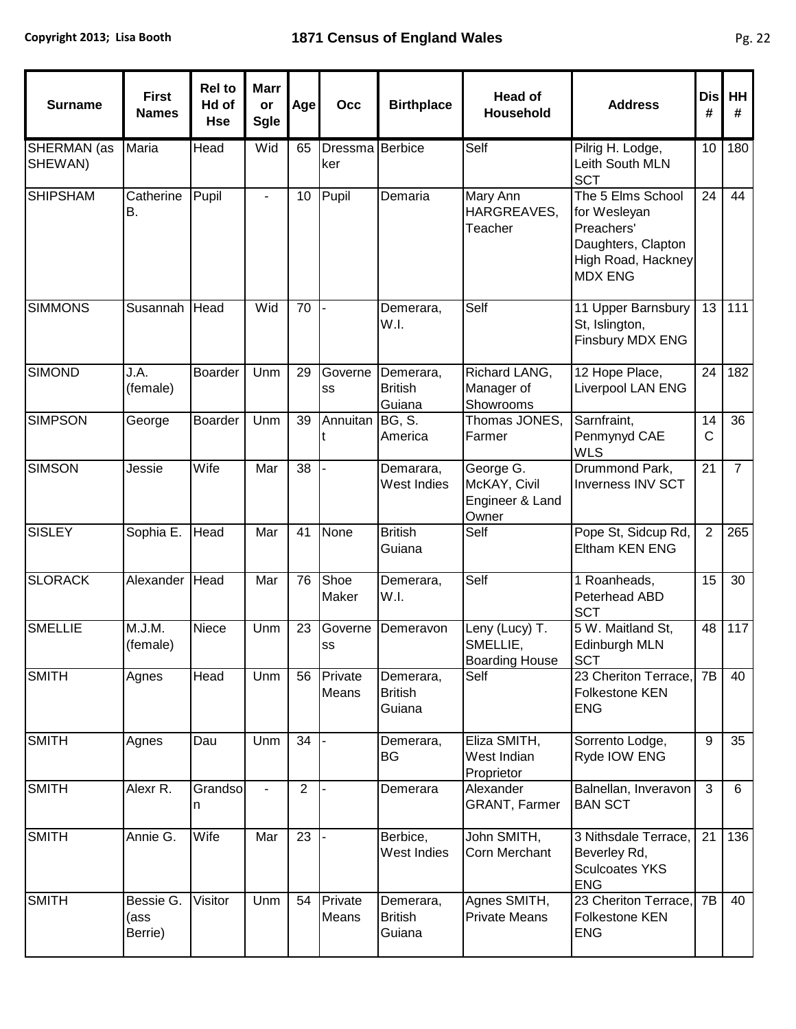| Surname | First Names | Rel to Hd of Hse | Marr or Sgle | Age | Occ | Birthplace | Head of Household | Address | Dis # | HH # |
|---|---|---|---|---|---|---|---|---|---|---|
| SHERMAN (as SHEWAN) | Maria | Head | Wid | 65 | Dressmaker | Berbice | Self | Pilrig H. Lodge, Leith South MLN SCT | 10 | 180 |
| SHIPSHAM | Catherine B. | Pupil | - | 10 | Pupil | Demaria | Mary Ann HARGREAVES, Teacher | The 5 Elms School for Wesleyan Preachers' Daughters, Clapton High Road, Hackney MDX ENG | 24 | 44 |
| SIMMONS | Susannah | Head | Wid | 70 | - | Demerara, W.I. | Self | 11 Upper Barnsbury St, Islington, Finsbury MDX ENG | 13 | 111 |
| SIMOND | J.A. (female) | Boarder | Unm | 29 | Governess | Demerara, British Guiana | Richard LANG, Manager of Showrooms | 12 Hope Place, Liverpool LAN ENG | 24 | 182 |
| SIMPSON | George | Boarder | Unm | 39 | Annuitant | BG, S. America | Thomas JONES, Farmer | Sarnfraint, Penmynyd CAE WLS | 14 C | 36 |
| SIMSON | Jessie | Wife | Mar | 38 | - | Demarara, West Indies | George G. McKAY, Civil Engineer & Land Owner | Drummond Park, Inverness INV SCT | 21 | 7 |
| SISLEY | Sophia E. | Head | Mar | 41 | None | British Guiana | Self | Pope St, Sidcup Rd, Eltham KEN ENG | 2 | 265 |
| SLORACK | Alexander | Head | Mar | 76 | Shoe Maker | Demerara, W.I. | Self | 1 Roanheads, Peterhead ABD SCT | 15 | 30 |
| SMELLIE | M.J.M. (female) | Niece | Unm | 23 | Governess | Demeravon | Leny (Lucy) T. SMELLIE, Boarding House | 5 W. Maitland St, Edinburgh MLN SCT | 48 | 117 |
| SMITH | Agnes | Head | Unm | 56 | Private Means | Demerara, British Guiana | Self | 23 Cheriton Terrace, Folkestone KEN ENG | 7B | 40 |
| SMITH | Agnes | Dau | Unm | 34 | - | Demerara, BG | Eliza SMITH, West Indian Proprietor | Sorrento Lodge, Ryde IOW ENG | 9 | 35 |
| SMITH | Alexr R. | Grandson | - | 2 | - | Demerara | Alexander GRANT, Farmer | Balnellan, Inveravon BAN SCT | 3 | 6 |
| SMITH | Annie G. | Wife | Mar | 23 | - | Berbice, West Indies | John SMITH, Corn Merchant | 3 Nithsdale Terrace, Beverley Rd, Sculcoates YKS ENG | 21 | 136 |
| SMITH | Bessie G. (ass Berrie) | Visitor | Unm | 54 | Private Means | Demerara, British Guiana | Agnes SMITH, Private Means | 23 Cheriton Terrace, Folkestone KEN ENG | 7B | 40 |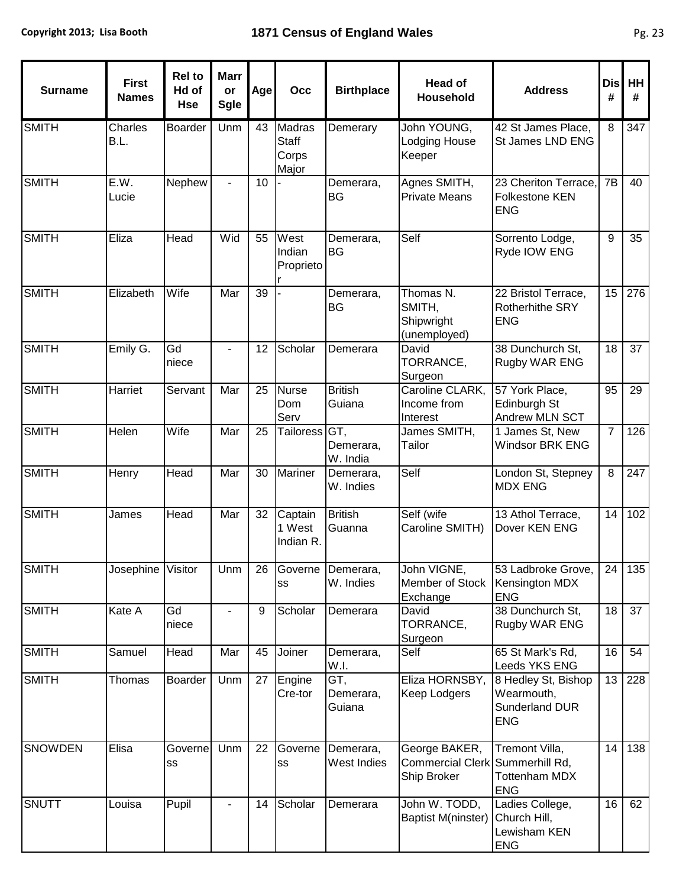| Surname | First Names | Rel to Hd of Hse | Marr or Sgle | Age | Occ | Birthplace | Head of Household | Address | Dis # | HH # |
|---|---|---|---|---|---|---|---|---|---|---|
| SMITH | Charles B.L. | Boarder | Unm | 43 | Madras Staff Corps Major | Demerary | John YOUNG, Lodging House Keeper | 42 St James Place, St James LND ENG | 8 | 347 |
| SMITH | E.W. Lucie | Nephew | - | 10 | - | Demerara, BG | Agnes SMITH, Private Means | 23 Cheriton Terrace, Folkestone KEN ENG | 7B | 40 |
| SMITH | Eliza | Head | Wid | 55 | West Indian Proprietor | Demerara, BG | Self | Sorrento Lodge, Ryde IOW ENG | 9 | 35 |
| SMITH | Elizabeth | Wife | Mar | 39 | - | Demerara, BG | Thomas N. SMITH, Shipwright (unemployed) | 22 Bristol Terrace, Rotherhithe SRY ENG | 15 | 276 |
| SMITH | Emily G. | Gd niece | - | 12 | Scholar | Demerara | David TORRANCE, Surgeon | 38 Dunchurch St, Rugby WAR ENG | 18 | 37 |
| SMITH | Harriet | Servant | Mar | 25 | Nurse Dom Serv | British Guiana | Caroline CLARK, Income from Interest | 57 York Place, Edinburgh St Andrew MLN SCT | 95 | 29 |
| SMITH | Helen | Wife | Mar | 25 | Tailoress | GT, Demerara, W. India | James SMITH, Tailor | 1 James St, New Windsor BRK ENG | 7 | 126 |
| SMITH | Henry | Head | Mar | 30 | Mariner | Demerara, W. Indies | Self | London St, Stepney MDX ENG | 8 | 247 |
| SMITH | James | Head | Mar | 32 | Captain 1 West Indian R. | British Guanna | Self (wife Caroline SMITH) | 13 Athol Terrace, Dover KEN ENG | 14 | 102 |
| SMITH | Josephine | Visitor | Unm | 26 | Governess | Demerara, W. Indies | John VIGNE, Member of Stock Exchange | 53 Ladbroke Grove, Kensington MDX ENG | 24 | 135 |
| SMITH | Kate A | Gd niece | - | 9 | Scholar | Demerara | David TORRANCE, Surgeon | 38 Dunchurch St, Rugby WAR ENG | 18 | 37 |
| SMITH | Samuel | Head | Mar | 45 | Joiner | Demerara, W.I. | Self | 65 St Mark's Rd, Leeds YKS ENG | 16 | 54 |
| SMITH | Thomas | Boarder | Unm | 27 | Engine Cre-tor | GT, Demerara, Guiana | Eliza HORNSBY, Keep Lodgers | 8 Hedley St, Bishop Wearmouth, Sunderland DUR ENG | 13 | 228 |
| SNOWDEN | Elisa | Governess | Unm | 22 | Governess | Demerara, West Indies | George BAKER, Commercial Clerk Ship Broker | Tremont Villa, Summerhill Rd, Tottenham MDX ENG | 14 | 138 |
| SNUTT | Louisa | Pupil | - | 14 | Scholar | Demerara | John W. TODD, Baptist M(inster) | Ladies College, Church Hill, Lewisham KEN ENG | 16 | 62 |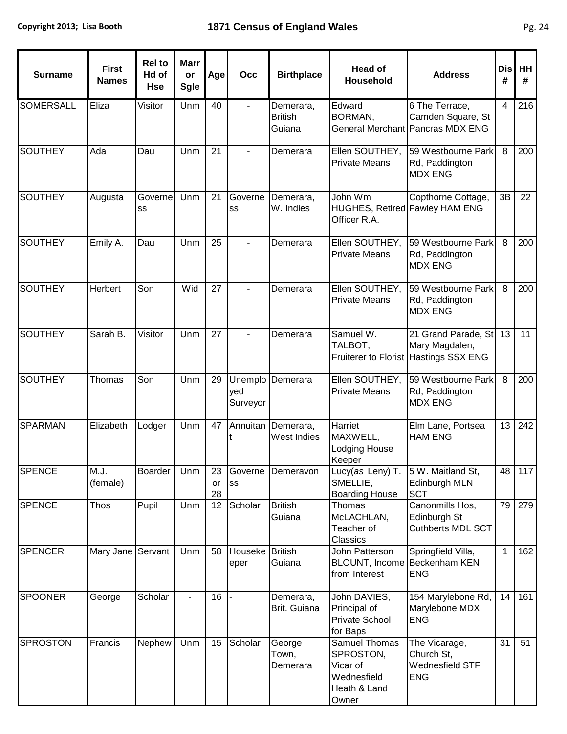| Surname | First Names | Rel to Hd of Hse | Marr or Sgle | Age | Occ | Birthplace | Head of Household | Address | Dis # | HH # |
|---|---|---|---|---|---|---|---|---|---|---|
| SOMERSALL | Eliza | Visitor | Unm | 40 | - | Demerara, British Guiana | Edward BORMAN, General Merchant | 6 The Terrace, Camden Square, St Pancras MDX ENG | 4 | 216 |
| SOUTHEY | Ada | Dau | Unm | 21 | - | Demerara | Ellen SOUTHEY, Private Means | 59 Westbourne Park Rd, Paddington MDX ENG | 8 | 200 |
| SOUTHEY | Augusta | Governess | Unm | 21 | Governess | Demerara, W. Indies | John Wm HUGHES, Retired Officer R.A. | Copthorne Cottage, Fawley HAM ENG | 3B | 22 |
| SOUTHEY | Emily A. | Dau | Unm | 25 | - | Demerara | Ellen SOUTHEY, Private Means | 59 Westbourne Park Rd, Paddington MDX ENG | 8 | 200 |
| SOUTHEY | Herbert | Son | Wid | 27 | - | Demerara | Ellen SOUTHEY, Private Means | 59 Westbourne Park Rd, Paddington MDX ENG | 8 | 200 |
| SOUTHEY | Sarah B. | Visitor | Unm | 27 | - | Demerara | Samuel W. TALBOT, Fruiterer to Florist | 21 Grand Parade, St Mary Magdalen, Hastings SSX ENG | 13 | 11 |
| SOUTHEY | Thomas | Son | Unm | 29 | Unemployed Surveyor | Demerara | Ellen SOUTHEY, Private Means | 59 Westbourne Park Rd, Paddington MDX ENG | 8 | 200 |
| SPARMAN | Elizabeth | Lodger | Unm | 47 | Annuitant | Demerara, West Indies | Harriet MAXWELL, Lodging House Keeper | Elm Lane, Portsea HAM ENG | 13 | 242 |
| SPENCE | M.J. (female) | Boarder | Unm | 23 or 28 | Governess | Demeravon | Lucy(*as* Leny) T. SMELLIE, Boarding House | 5 W. Maitland St, Edinburgh MLN SCT | 48 | 117 |
| SPENCE | Thos | Pupil | Unm | 12 | Scholar | British Guiana | Thomas McLACHLAN, Teacher of Classics | Canonmills Hos, Edinburgh St Cuthberts MDL SCT | 79 | 279 |
| SPENCER | Mary Jane | Servant | Unm | 58 | Housekeeper | British Guiana | John Patterson BLOUNT, Income from Interest | Springfield Villa, Beckenham KEN ENG | 1 | 162 |
| SPOONER | George | Scholar | - | 16 | - | Demerara, Brit. Guiana | John DAVIES, Principal of Private School for Baps | 154 Marylebone Rd, Marylebone MDX ENG | 14 | 161 |
| SPROSTON | Francis | Nephew | Unm | 15 | Scholar | George Town, Demerara | Samuel Thomas SPROSTON, Vicar of Wednesfield Heath & Land Owner | The Vicarage, Church St, Wednesfield STF ENG | 31 | 51 |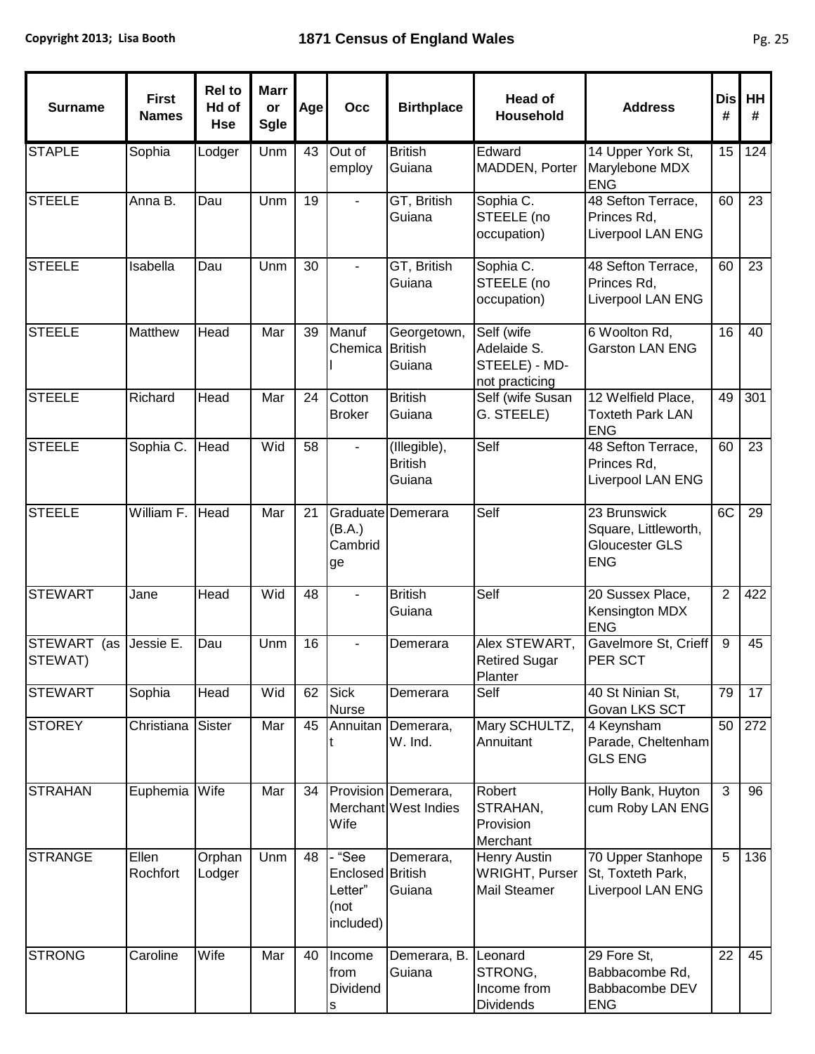| Surname | First Names | Rel to Hd of Hse | Marr or Sgle | Age | Occ | Birthplace | Head of Household | Address | Dis # | HH # |
|---|---|---|---|---|---|---|---|---|---|---|
| STAPLE | Sophia | Lodger | Unm | 43 | Out of employ | British Guiana | Edward MADDEN, Porter | 14 Upper York St, Marylebone MDX ENG | 15 | 124 |
| STEELE | Anna B. | Dau | Unm | 19 | - | GT, British Guiana | Sophia C. STEELE (no occupation) | 48 Sefton Terrace, Princes Rd, Liverpool LAN ENG | 60 | 23 |
| STEELE | Isabella | Dau | Unm | 30 | - | GT, British Guiana | Sophia C. STEELE (no occupation) | 48 Sefton Terrace, Princes Rd, Liverpool LAN ENG | 60 | 23 |
| STEELE | Matthew | Head | Mar | 39 | Manuf Chemical | Georgetown, British Guiana | Self (wife Adelaide S. STEELE) - MD-not practicing | 6 Woolton Rd, Garston LAN ENG | 16 | 40 |
| STEELE | Richard | Head | Mar | 24 | Cotton Broker | British Guiana | Self (wife Susan G. STEELE) | 12 Welfield Place, Toxteth Park LAN ENG | 49 | 301 |
| STEELE | Sophia C. | Head | Wid | 58 | - | (Illegible), British Guiana | Self | 48 Sefton Terrace, Princes Rd, Liverpool LAN ENG | 60 | 23 |
| STEELE | William F. | Head | Mar | 21 | Graduate (B.A.) Cambridge | Demerara | Self | 23 Brunswick Square, Littleworth, Gloucester GLS ENG | 6C | 29 |
| STEWART | Jane | Head | Wid | 48 | - | British Guiana | Self | 20 Sussex Place, Kensington MDX ENG | 2 | 422 |
| STEWART (as STEWAT) | Jessie E. | Dau | Unm | 16 | - | Demerara | Alex STEWART, Retired Sugar Planter | Gavelmore St, Crieff PER SCT | 9 | 45 |
| STEWART | Sophia | Head | Wid | 62 | Sick Nurse | Demerara | Self | 40 St Ninian St, Govan LKS SCT | 79 | 17 |
| STOREY | Christiana | Sister | Mar | 45 | Annuitant | Demerara, W. Ind. | Mary SCHULTZ, Annuitant | 4 Keynsham Parade, Cheltenham GLS ENG | 50 | 272 |
| STRAHAN | Euphemia | Wife | Mar | 34 | Provision Merchant Wife | Demerara, West Indies | Robert STRAHAN, Provision Merchant | Holly Bank, Huyton cum Roby LAN ENG | 3 | 96 |
| STRANGE | Ellen Rochfort | Orphan Lodger | Unm | 48 | - "See Enclosed Letter" (not included) | Demerara, British Guiana | Henry Austin WRIGHT, Purser Mail Steamer | 70 Upper Stanhope St, Toxteth Park, Liverpool LAN ENG | 5 | 136 |
| STRONG | Caroline | Wife | Mar | 40 | Income from Dividends | Demerara, B. Guiana | Leonard STRONG, Income from Dividends | 29 Fore St, Babbacombe Rd, Babbacombe DEV ENG | 22 | 45 |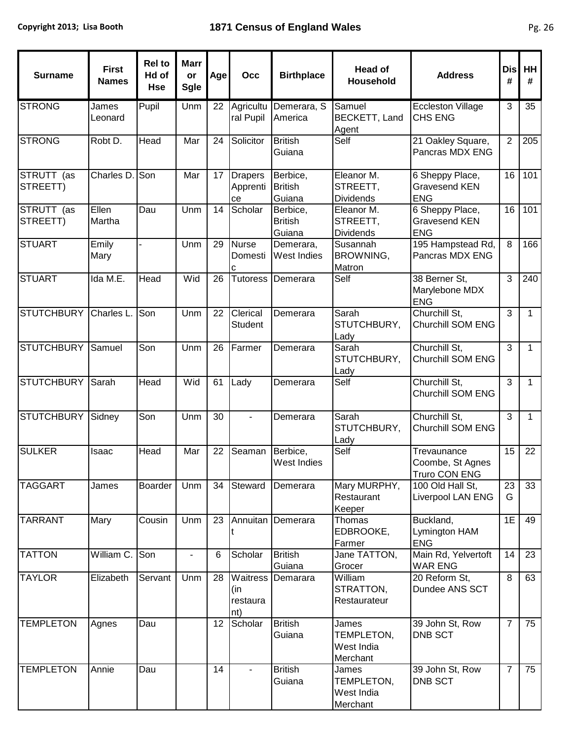| Surname | First Names | Rel to Hd of Hse | Marr or Sgle | Age | Occ | Birthplace | Head of Household | Address | Dis # | HH # |
|---|---|---|---|---|---|---|---|---|---|---|
| STRONG | James Leonard | Pupil | Unm | 22 | Agricultural Pupil | Demerara, S America | Samuel BECKETT, Land Agent | Eccleston Village CHS ENG | 3 | 35 |
| STRONG | Robt D. | Head | Mar | 24 | Solicitor | British Guiana | Self | 21 Oakley Square, Pancras MDX ENG | 2 | 205 |
| STRUTT (as STREETT) | Charles D. | Son | Mar | 17 | Drapers Apprentice | Berbice, British Guiana | Eleanor M. STREETT, Dividends | 6 Sheppy Place, Gravesend KEN ENG | 16 | 101 |
| STRUTT (as STREETT) | Ellen Martha | Dau | Unm | 14 | Scholar | Berbice, British Guiana | Eleanor M. STREETT, Dividends | 6 Sheppy Place, Gravesend KEN ENG | 16 | 101 |
| STUART | Emily Mary | - | Unm | 29 | Nurse Domestic | Demerara, West Indies | Susannah BROWNING, Matron | 195 Hampstead Rd, Pancras MDX ENG | 8 | 166 |
| STUART | Ida M.E. | Head | Wid | 26 | Tutoress | Demerara | Self | 38 Berner St, Marylebone MDX ENG | 3 | 240 |
| STUTCHBURY | Charles L. | Son | Unm | 22 | Clerical Student | Demerara | Sarah STUTCHBURY, Lady | Churchill St, Churchill SOM ENG | 3 | 1 |
| STUTCHBURY | Samuel | Son | Unm | 26 | Farmer | Demerara | Sarah STUTCHBURY, Lady | Churchill St, Churchill SOM ENG | 3 | 1 |
| STUTCHBURY | Sarah | Head | Wid | 61 | Lady | Demerara | Self | Churchill St, Churchill SOM ENG | 3 | 1 |
| STUTCHBURY | Sidney | Son | Unm | 30 | - | Demerara | Sarah STUTCHBURY, Lady | Churchill St, Churchill SOM ENG | 3 | 1 |
| SULKER | Isaac | Head | Mar | 22 | Seaman | Berbice, West Indies | Self | Trevaunance Coombe, St Agnes Truro CON ENG | 15 | 22 |
| TAGGART | James | Boarder | Unm | 34 | Steward | Demerara | Mary MURPHY, Restaurant Keeper | 100 Old Hall St, Liverpool LAN ENG | 23 G | 33 |
| TARRANT | Mary | Cousin | Unm | 23 | Annuitant | Demerara | Thomas EDBROOKE, Farmer | Buckland, Lymington HAM ENG | 1E | 49 |
| TATTON | William C. | Son | - | 6 | Scholar | British Guiana | Jane TATTON, Grocer | Main Rd, Yelvertoft WAR ENG | 14 | 23 |
| TAYLOR | Elizabeth | Servant | Unm | 28 | Waitress (in restaurant) | Demarara | William STRATTON, Restaurateur | 20 Reform St, Dundee ANS SCT | 8 | 63 |
| TEMPLETON | Agnes | Dau | | 12 | Scholar | British Guiana | James TEMPLETON, West India Merchant | 39 John St, Row DNB SCT | 7 | 75 |
| TEMPLETON | Annie | Dau | | 14 | - | British Guiana | James TEMPLETON, West India Merchant | 39 John St, Row DNB SCT | 7 | 75 |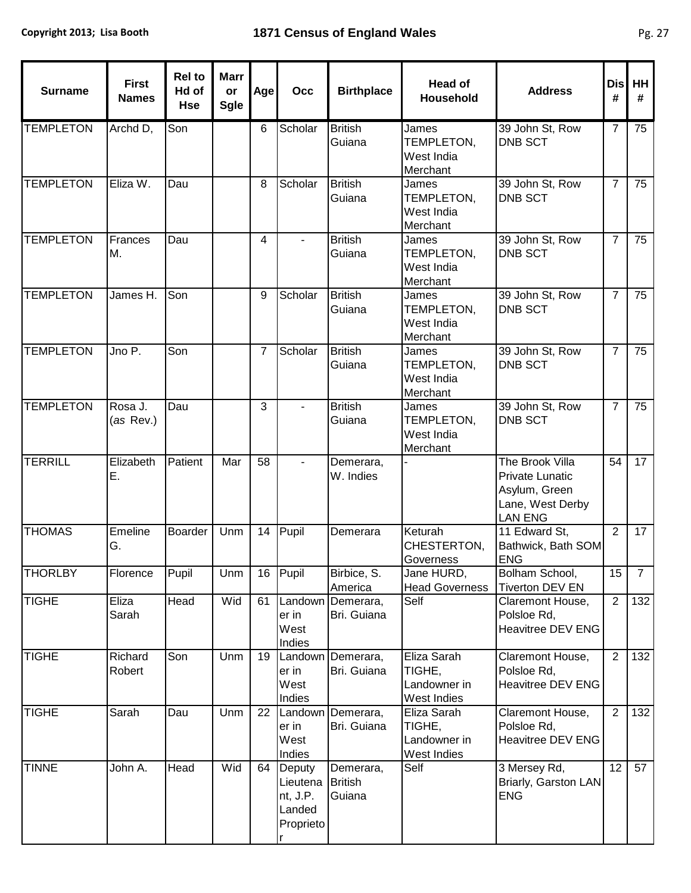| Surname | First Names | Rel to Hd of Hse | Marr or Sgle | Age | Occ | Birthplace | Head of Household | Address | Dis # | HH # |
|---|---|---|---|---|---|---|---|---|---|---|
| TEMPLETON | Archd D, | Son | | 6 | Scholar | British Guiana | James TEMPLETON, West India Merchant | 39 John St, Row DNB SCT | 7 | 75 |
| TEMPLETON | Eliza W. | Dau | | 8 | Scholar | British Guiana | James TEMPLETON, West India Merchant | 39 John St, Row DNB SCT | 7 | 75 |
| TEMPLETON | Frances M. | Dau | | 4 | - | British Guiana | James TEMPLETON, West India Merchant | 39 John St, Row DNB SCT | 7 | 75 |
| TEMPLETON | James H. | Son | | 9 | Scholar | British Guiana | James TEMPLETON, West India Merchant | 39 John St, Row DNB SCT | 7 | 75 |
| TEMPLETON | Jno P. | Son | | 7 | Scholar | British Guiana | James TEMPLETON, West India Merchant | 39 John St, Row DNB SCT | 7 | 75 |
| TEMPLETON | Rosa J. (*as* Rev.) | Dau | | 3 | - | British Guiana | James TEMPLETON, West India Merchant | 39 John St, Row DNB SCT | 7 | 75 |
| TERRILL | Elizabeth E. | Patient | Mar | 58 | - | Demerara, W. Indies | - | The Brook Villa Private Lunatic Asylum, Green Lane, West Derby LAN ENG | 54 | 17 |
| THOMAS | Emeline G. | Boarder | Unm | 14 | Pupil | Demerara | Keturah CHESTERTON, Governess | 11 Edward St, Bathwick, Bath SOM ENG | 2 | 17 |
| THORLBY | Florence | Pupil | Unm | 16 | Pupil | Birbice, S. America | Jane HURD, Head Governess | Bolham School, Tiverton DEV EN | 15 | 7 |
| TIGHE | Eliza Sarah | Head | Wid | 61 | Landowner in West Indies | Demerara, Bri. Guiana | Self | Claremont House, Polsloe Rd, Heavitree DEV ENG | 2 | 132 |
| TIGHE | Richard Robert | Son | Unm | 19 | Landowner in West Indies | Demerara, Bri. Guiana | Eliza Sarah TIGHE, Landowner in West Indies | Claremont House, Polsloe Rd, Heavitree DEV ENG | 2 | 132 |
| TIGHE | Sarah | Dau | Unm | 22 | Landowner in West Indies | Demerara, Bri. Guiana | Eliza Sarah TIGHE, Landowner in West Indies | Claremont House, Polsloe Rd, Heavitree DEV ENG | 2 | 132 |
| TINNE | John A. | Head | Wid | 64 | Deputy Lieutenant, J.P. Landed Proprietor | Demerara, British Guiana | Self | 3 Mersey Rd, Briarly, Garston LAN ENG | 12 | 57 |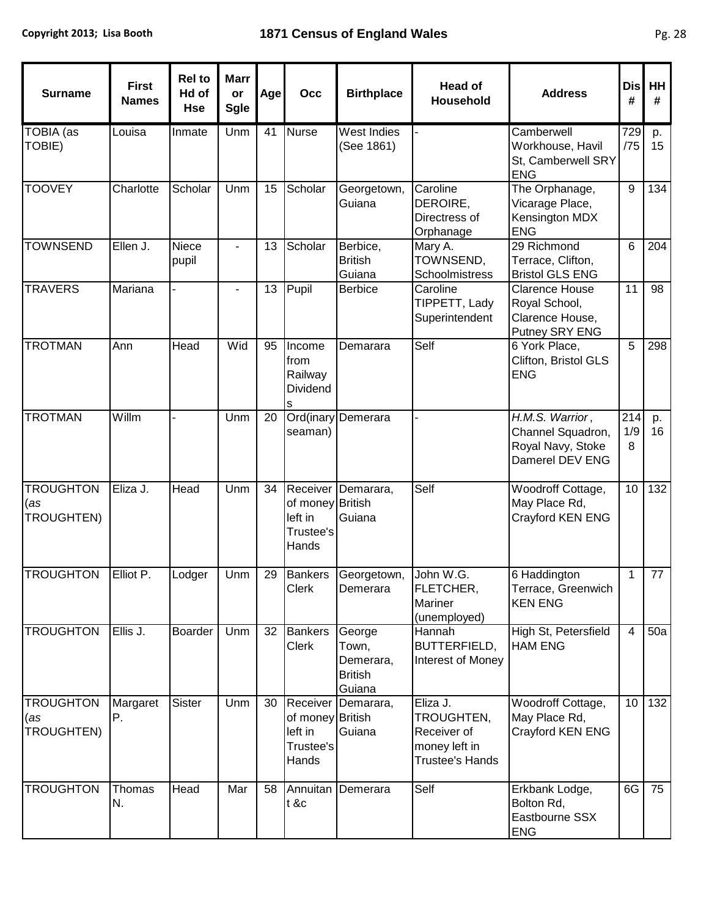| Surname | First Names | Rel to Hd of Hse | Marr or Sgle | Age | Occ | Birthplace | Head of Household | Address | Dis # | HH # |
|---|---|---|---|---|---|---|---|---|---|---|
| TOBIA (as TOBIE) | Louisa | Inmate | Unm | 41 | Nurse | West Indies (See 1861) | - | Camberwell Workhouse, Havil St, Camberwell SRY ENG | 729 /75 | p. 15 |
| TOOVEY | Charlotte | Scholar | Unm | 15 | Scholar | Georgetown, Guiana | Caroline DEROIRE, Directress of Orphanage | The Orphanage, Vicarage Place, Kensington MDX ENG | 9 | 134 |
| TOWNSEND | Ellen J. | Niece pupil | - | 13 | Scholar | Berbice, British Guiana | Mary A. TOWNSEND, Schoolmistress | 29 Richmond Terrace, Clifton, Bristol GLS ENG | 6 | 204 |
| TRAVERS | Mariana | - | - | 13 | Pupil | Berbice | Caroline TIPPETT, Lady Superintendent | Clarence House Royal School, Clarence House, Putney SRY ENG | 11 | 98 |
| TROTMAN | Ann | Head | Wid | 95 | Income from Railway Dividends | Demarara | Self | 6 York Place, Clifton, Bristol GLS ENG | 5 | 298 |
| TROTMAN | Willm | - | Unm | 20 | Ord(inary seaman) | Demerara | - | *H.M.S. Warrior*, Channel Squadron, Royal Navy, Stoke Damerel DEV ENG | 214 1/9 8 | p. 16 |
| TROUGHTON (*as* TROUGHTEN) | Eliza J. | Head | Unm | 34 | Receiver of money left in Trustee's Hands | Demarara, British Guiana | Self | Woodroff Cottage, May Place Rd, Crayford KEN ENG | 10 | 132 |
| TROUGHTON | Elliot P. | Lodger | Unm | 29 | Bankers Clerk | Georgetown, Demerara | John W.G. FLETCHER, Mariner (unemployed) | 6 Haddington Terrace, Greenwich KEN ENG | 1 | 77 |
| TROUGHTON | Ellis J. | Boarder | Unm | 32 | Bankers Clerk | George Town, Demerara, British Guiana | Hannah BUTTERFIELD, Interest of Money | High St, Petersfield HAM ENG | 4 | 50a |
| TROUGHTON (*as* TROUGHTEN) | Margaret P. | Sister | Unm | 30 | Receiver of money left in Trustee's Hands | Demarara, British Guiana | Eliza J. TROUGHTEN, Receiver of money left in Trustee's Hands | Woodroff Cottage, May Place Rd, Crayford KEN ENG | 10 | 132 |
| TROUGHTON | Thomas N. | Head | Mar | 58 | Annuitant &c | Demerara | Self | Erkbank Lodge, Bolton Rd, Eastbourne SSX ENG | 6G | 75 |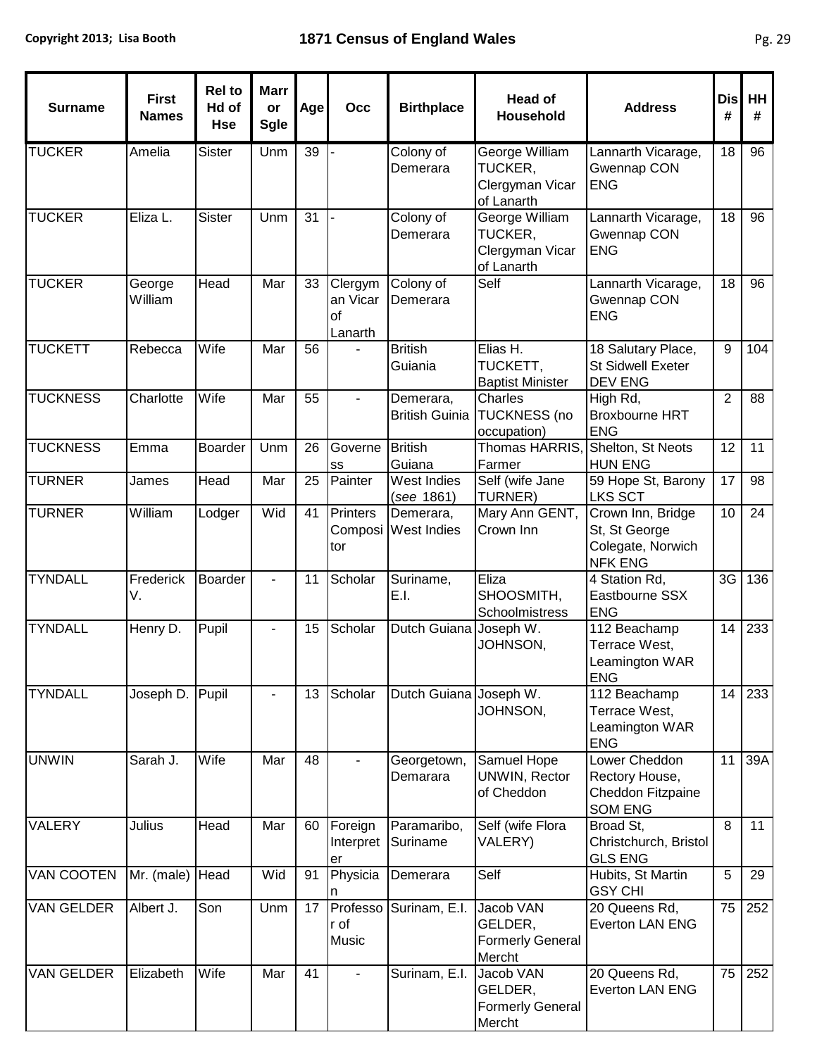| Surname | First Names | Rel to Hd of Hse | Marr or Sgle | Age | Occ | Birthplace | Head of Household | Address | Dis # | HH # |
|---|---|---|---|---|---|---|---|---|---|---|
| TUCKER | Amelia | Sister | Unm | 39 | - | Colony of Demerara | George William TUCKER, Clergyman Vicar of Lanarth | Lannarth Vicarage, Gwennap CON ENG | 18 | 96 |
| TUCKER | Eliza L. | Sister | Unm | 31 | - | Colony of Demerara | George William TUCKER, Clergyman Vicar of Lanarth | Lannarth Vicarage, Gwennap CON ENG | 18 | 96 |
| TUCKER | George William | Head | Mar | 33 | Clergyman Vicar of Lanarth | Colony of Demerara | Self | Lannarth Vicarage, Gwennap CON ENG | 18 | 96 |
| TUCKETT | Rebecca | Wife | Mar | 56 | - | British Guiania | Elias H. TUCKETT, Baptist Minister | 18 Salutary Place, St Sidwell Exeter DEV ENG | 9 | 104 |
| TUCKNESS | Charlotte | Wife | Mar | 55 | - | Demerara, British Guinia | Charles TUCKNESS (no occupation) | High Rd, Broxbourne HRT ENG | 2 | 88 |
| TUCKNESS | Emma | Boarder | Unm | 26 | Governess | British Guiana | Thomas HARRIS, Farmer | Shelton, St Neots HUN ENG | 12 | 11 |
| TURNER | James | Head | Mar | 25 | Painter | West Indies (*see* 1861) | Self (wife Jane TURNER) | 59 Hope St, Barony LKS SCT | 17 | 98 |
| TURNER | William | Lodger | Wid | 41 | Printers Compositor | Demerara, West Indies | Mary Ann GENT, Crown Inn | Crown Inn, Bridge St, St George Colegate, Norwich NFK ENG | 10 | 24 |
| TYNDALL | Frederick V. | Boarder | - | 11 | Scholar | Suriname, E.I. | Eliza SHOOSMITH, Schoolmistress | 4 Station Rd, Eastbourne SSX ENG | 3G | 136 |
| TYNDALL | Henry D. | Pupil | - | 15 | Scholar | Dutch Guiana | Joseph W. JOHNSON, | 112 Beachamp Terrace West, Leamington WAR ENG | 14 | 233 |
| TYNDALL | Joseph D. | Pupil | - | 13 | Scholar | Dutch Guiana | Joseph W. JOHNSON, | 112 Beachamp Terrace West, Leamington WAR ENG | 14 | 233 |
| UNWIN | Sarah J. | Wife | Mar | 48 | - | Georgetown, Demarara | Samuel Hope UNWIN, Rector of Cheddon | Lower Cheddon Rectory House, Cheddon Fitzpaine SOM ENG | 11 | 39A |
| VALERY | Julius | Head | Mar | 60 | Foreign Interpreter | Paramaribo, Suriname | Self (wife Flora VALERY) | Broad St, Christchurch, Bristol GLS ENG | 8 | 11 |
| VAN COOTEN | Mr. (male) | Head | Wid | 91 | Physician | Demerara | Self | Hubits, St Martin GSY CHI | 5 | 29 |
| VAN GELDER | Albert J. | Son | Unm | 17 | Professor of Music | Surinam, E.I. | Jacob VAN GELDER, Formerly General Mercht | 20 Queens Rd, Everton LAN ENG | 75 | 252 |
| VAN GELDER | Elizabeth | Wife | Mar | 41 | - | Surinam, E.I. | Jacob VAN GELDER, Formerly General Mercht | 20 Queens Rd, Everton LAN ENG | 75 | 252 |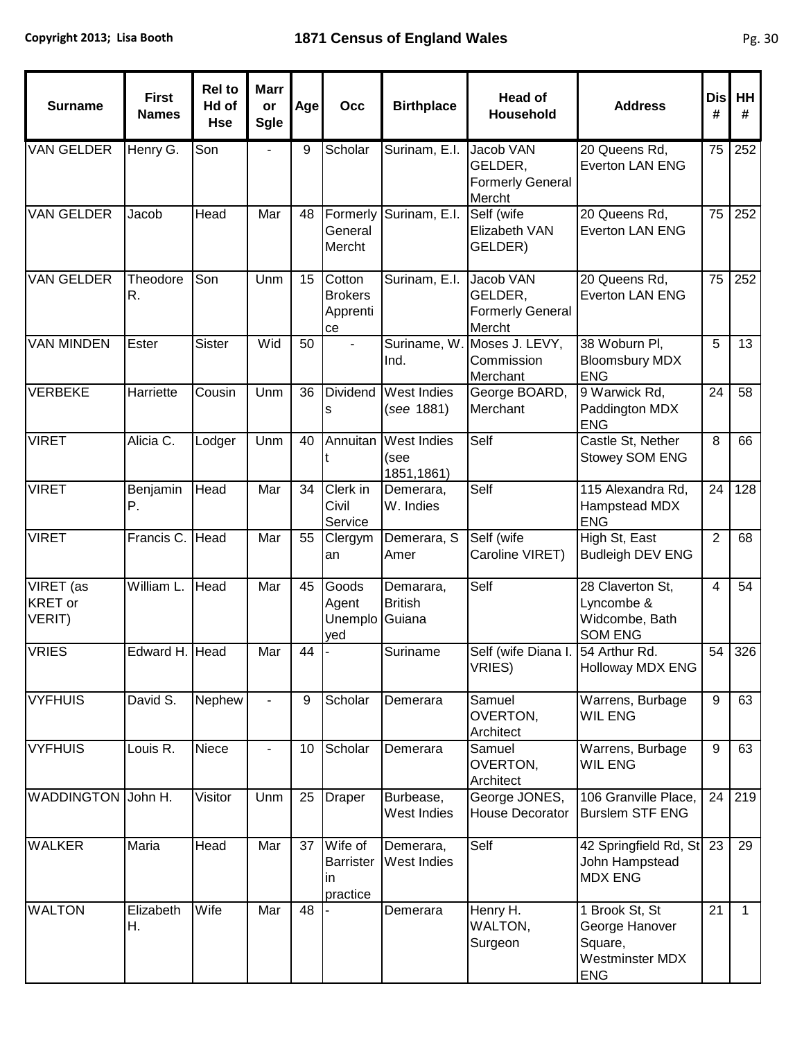| Surname | First Names | Rel to Hd of Hse | Marr or Sgle | Age | Occ | Birthplace | Head of Household | Address | Dis # | HH # |
|---|---|---|---|---|---|---|---|---|---|---|
| VAN GELDER | Henry G. | Son | - | 9 | Scholar | Surinam, E.I. | Jacob VAN GELDER, Formerly General Mercht | 20 Queens Rd, Everton LAN ENG | 75 | 252 |
| VAN GELDER | Jacob | Head | Mar | 48 | Formerly General Mercht | Surinam, E.I. | Self (wife Elizabeth VAN GELDER) | 20 Queens Rd, Everton LAN ENG | 75 | 252 |
| VAN GELDER | Theodore R. | Son | Unm | 15 | Cotton Brokers Apprentice | Surinam, E.I. | Jacob VAN GELDER, Formerly General Mercht | 20 Queens Rd, Everton LAN ENG | 75 | 252 |
| VAN MINDEN | Ester | Sister | Wid | 50 | - | Suriname, W. Ind. | Moses J. LEVY, Commission Merchant | 38 Woburn Pl, Bloomsbury MDX ENG | 5 | 13 |
| VERBEKE | Harriette | Cousin | Unm | 36 | Dividends | West Indies (*see* 1881) | George BOARD, Merchant | 9 Warwick Rd, Paddington MDX ENG | 24 | 58 |
| VIRET | Alicia C. | Lodger | Unm | 40 | Annuitant | West Indies (see 1851,1861) | Self | Castle St, Nether Stowey SOM ENG | 8 | 66 |
| VIRET | Benjamin P. | Head | Mar | 34 | Clerk in Civil Service | Demerara, W. Indies | Self | 115 Alexandra Rd, Hampstead MDX ENG | 24 | 128 |
| VIRET | Francis C. | Head | Mar | 55 | Clergyman | Demerara, S Amer | Self (wife Caroline VIRET) | High St, East Budleigh DEV ENG | 2 | 68 |
| VIRET (as KRET or VERIT) | William L. | Head | Mar | 45 | Goods Agent Unemployed | Demarara, British Guiana | Self | 28 Claverton St, Lyncombe & Widcombe, Bath SOM ENG | 4 | 54 |
| VRIES | Edward H. | Head | Mar | 44 | - | Suriname | Self (wife Diana I. VRIES) | 54 Arthur Rd. Holloway MDX ENG | 54 | 326 |
| VYFHUIS | David S. | Nephew | - | 9 | Scholar | Demerara | Samuel OVERTON, Architect | Warrens, Burbage WIL ENG | 9 | 63 |
| VYFHUIS | Louis R. | Niece | - | 10 | Scholar | Demerara | Samuel OVERTON, Architect | Warrens, Burbage WIL ENG | 9 | 63 |
| WADDINGTON | John H. | Visitor | Unm | 25 | Draper | Burbease, West Indies | George JONES, House Decorator | 106 Granville Place, Burslem STF ENG | 24 | 219 |
| WALKER | Maria | Head | Mar | 37 | Wife of Barrister in practice | Demerara, West Indies | Self | 42 Springfield Rd, St John Hampstead MDX ENG | 23 | 29 |
| WALTON | Elizabeth H. | Wife | Mar | 48 | - | Demerara | Henry H. WALTON, Surgeon | 1 Brook St, St George Hanover Square, Westminster MDX ENG | 21 | 1 |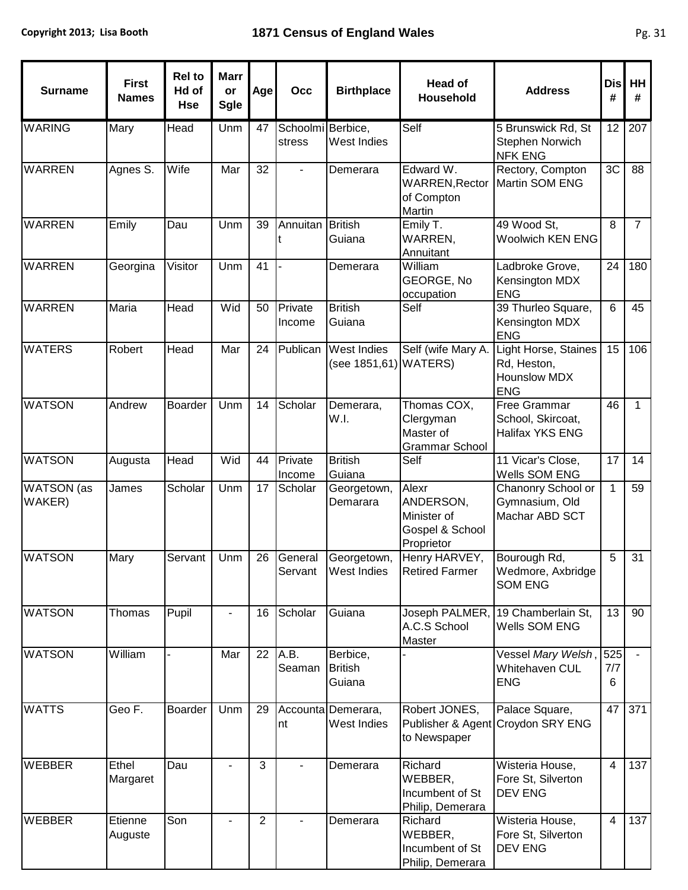| Surname | First Names | Rel to Hd of Hse | Marr or Sgle | Age | Occ | Birthplace | Head of Household | Address | Dis # | HH # |
|---|---|---|---|---|---|---|---|---|---|---|
| WARING | Mary | Head | Unm | 47 | Schoolmistress | Berbice, West Indies | Self | 5 Brunswick Rd, St Stephen Norwich NFK ENG | 12 | 207 |
| WARREN | Agnes S. | Wife | Mar | 32 | - | Demerara | Edward W. WARREN,Rector of Compton Martin | Rectory, Compton Martin SOM ENG | 3C | 88 |
| WARREN | Emily | Dau | Unm | 39 | Annuitant | British Guiana | Emily T. WARREN, Annuitant | 49 Wood St, Woolwich KEN ENG | 8 | 7 |
| WARREN | Georgina | Visitor | Unm | 41 | - | Demerara | William GEORGE, No occupation | Ladbroke Grove, Kensington MDX ENG | 24 | 180 |
| WARREN | Maria | Head | Wid | 50 | Private Income | British Guiana | Self | 39 Thurloe Square, Kensington MDX ENG | 6 | 45 |
| WATERS | Robert | Head | Mar | 24 | Publican | West Indies (see 1851,61) | Self (wife Mary A. WATERS) | Light Horse, Staines Rd, Heston, Hounslow MDX ENG | 15 | 106 |
| WATSON | Andrew | Boarder | Unm | 14 | Scholar | Demerara, W.I. | Thomas COX, Clergyman Master of Grammar School | Free Grammar School, Skircoat, Halifax YKS ENG | 46 | 1 |
| WATSON | Augusta | Head | Wid | 44 | Private Income | British Guiana | Self | 11 Vicar's Close, Wells SOM ENG | 17 | 14 |
| WATSON (as WAKER) | James | Scholar | Unm | 17 | Scholar | Georgetown, Demarara | Alexr ANDERSON, Minister of Gospel & School Proprietor | Chanonry School or Gymnasium, Old Machar ABD SCT | 1 | 59 |
| WATSON | Mary | Servant | Unm | 26 | General Servant | Georgetown, West Indies | Henry HARVEY, Retired Farmer | Bourough Rd, Wedmore, Axbridge SOM ENG | 5 | 31 |
| WATSON | Thomas | Pupil | - | 16 | Scholar | Guiana | Joseph PALMER, A.C.S School Master | 19 Chamberlain St, Wells SOM ENG | 13 | 90 |
| WATSON | William | - | Mar | 22 | A.B. Seaman | Berbice, British Guiana | - | Vessel *Mary Welsh*, Whitehaven CUL ENG | 525 7/7 6 | - |
| WATTS | Geo F. | Boarder | Unm | 29 | Accountant | Demerara, West Indies | Robert JONES, Publisher & Agent to Newspaper | Palace Square, Croydon SRY ENG | 47 | 371 |
| WEBBER | Ethel Margaret | Dau | - | 3 | - | Demerara | Richard WEBBER, Incumbent of St Philip, Demerara | Wisteria House, Fore St, Silverton DEV ENG | 4 | 137 |
| WEBBER | Etienne Auguste | Son | - | 2 | - | Demerara | Richard WEBBER, Incumbent of St Philip, Demerara | Wisteria House, Fore St, Silverton DEV ENG | 4 | 137 |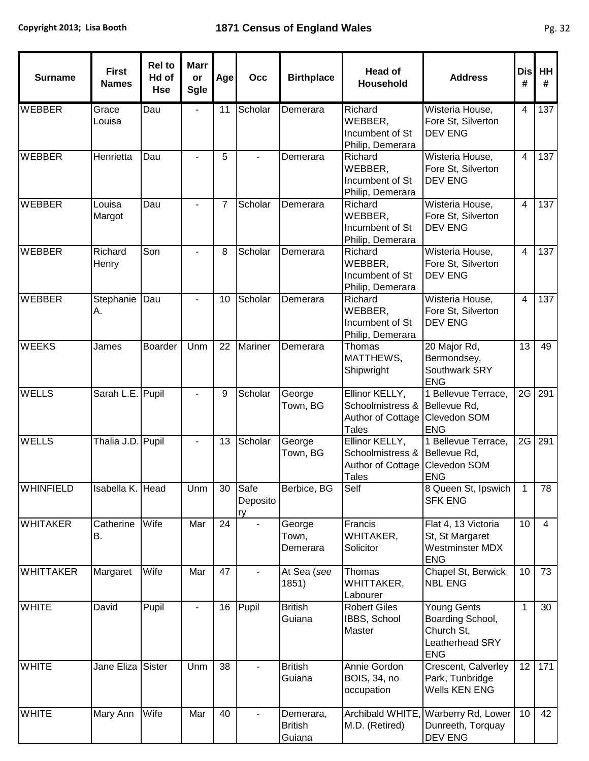| Surname | First Names | Rel to Hd of Hse | Marr or Sgle | Age | Occ | Birthplace | Head of Household | Address | Dis # | HH # |
|---|---|---|---|---|---|---|---|---|---|---|
| WEBBER | Grace Louisa | Dau | - | 11 | Scholar | Demerara | Richard WEBBER, Incumbent of St Philip, Demerara | Wisteria House, Fore St, Silverton DEV ENG | 4 | 137 |
| WEBBER | Henrietta | Dau | - | 5 | - | Demerara | Richard WEBBER, Incumbent of St Philip, Demerara | Wisteria House, Fore St, Silverton DEV ENG | 4 | 137 |
| WEBBER | Louisa Margot | Dau | - | 7 | Scholar | Demerara | Richard WEBBER, Incumbent of St Philip, Demerara | Wisteria House, Fore St, Silverton DEV ENG | 4 | 137 |
| WEBBER | Richard Henry | Son | - | 8 | Scholar | Demerara | Richard WEBBER, Incumbent of St Philip, Demerara | Wisteria House, Fore St, Silverton DEV ENG | 4 | 137 |
| WEBBER | Stephanie A. | Dau | - | 10 | Scholar | Demerara | Richard WEBBER, Incumbent of St Philip, Demerara | Wisteria House, Fore St, Silverton DEV ENG | 4 | 137 |
| WEEKS | James | Boarder | Unm | 22 | Mariner | Demerara | Thomas MATTHEWS, Shipwright | 20 Major Rd, Bermondsey, Southwark SRY ENG | 13 | 49 |
| WELLS | Sarah L.E. | Pupil | - | 9 | Scholar | George Town, BG | Ellinor KELLY, Schoolmistress & Author of Cottage Tales | 1 Bellevue Terrace, Bellevue Rd, Clevedon SOM ENG | 2G | 291 |
| WELLS | Thalia J.D. | Pupil | - | 13 | Scholar | George Town, BG | Ellinor KELLY, Schoolmistress & Author of Cottage Tales | 1 Bellevue Terrace, Bellevue Rd, Clevedon SOM ENG | 2G | 291 |
| WHINFIELD | Isabella K. | Head | Unm | 30 | Safe Depository | Berbice, BG | Self | 8 Queen St, Ipswich SFK ENG | 1 | 78 |
| WHITAKER | Catherine B. | Wife | Mar | 24 | - | George Town, Demerara | Francis WHITAKER, Solicitor | Flat 4, 13 Victoria St, St Margaret Westminster MDX ENG | 10 | 4 |
| WHITTAKER | Margaret | Wife | Mar | 47 | - | At Sea (*see* 1851) | Thomas WHITTAKER, Labourer | Chapel St, Berwick NBL ENG | 10 | 73 |
| WHITE | David | Pupil | - | 16 | Pupil | British Guiana | Robert Giles IBBS, School Master | Young Gents Boarding School, Church St, Leatherhead SRY ENG | 1 | 30 |
| WHITE | Jane Eliza | Sister | Unm | 38 | - | British Guiana | Annie Gordon BOIS, 34, no occupation | Crescent, Calverley Park, Tunbridge Wells KEN ENG | 12 | 171 |
| WHITE | Mary Ann | Wife | Mar | 40 | - | Demerara, British Guiana | Archibald WHITE, M.D. (Retired) | Warberry Rd, Lower Dunreeth, Torquay DEV ENG | 10 | 42 |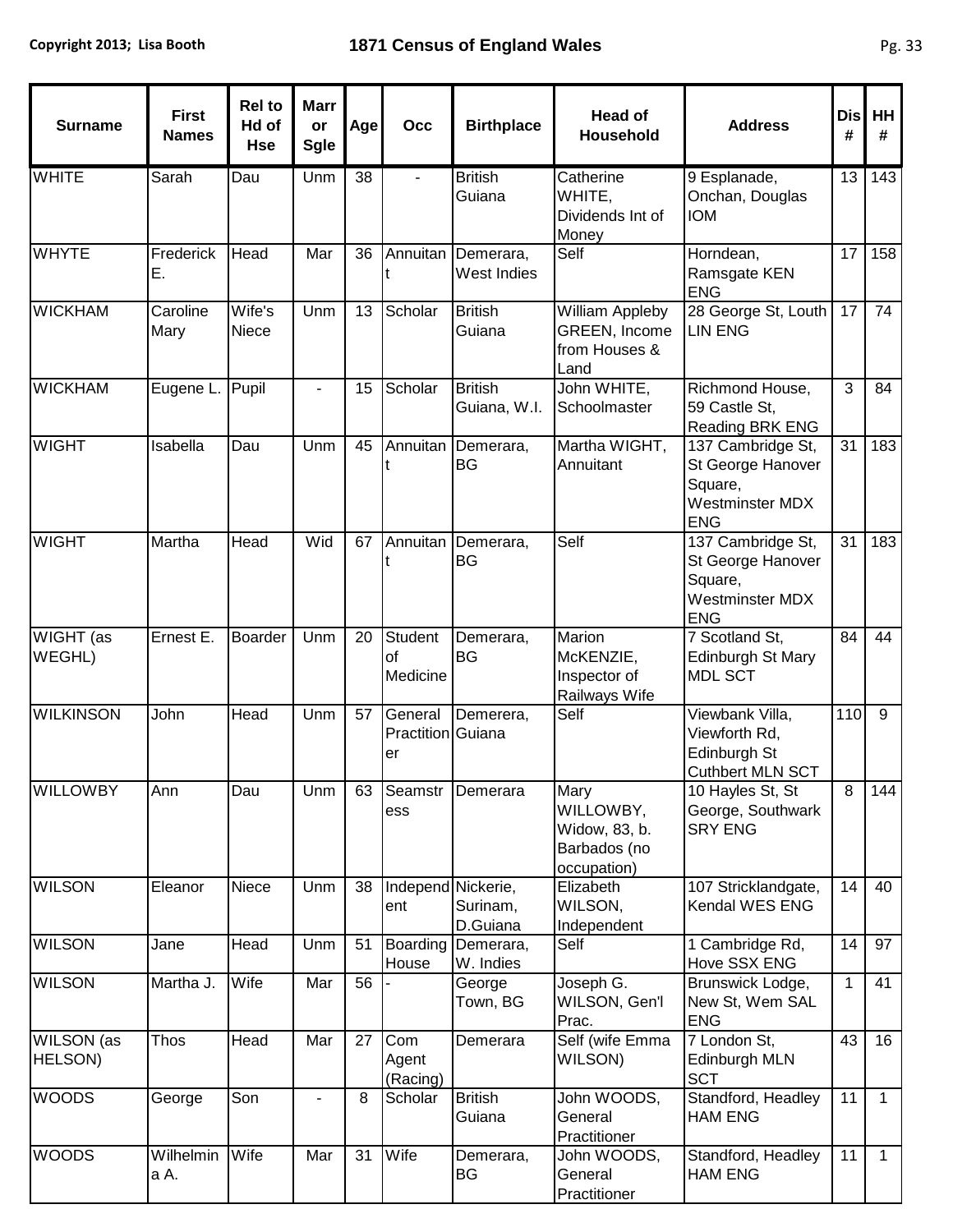| Surname | First Names | Rel to Hd of Hse | Marr or Sgle | Age | Occ | Birthplace | Head of Household | Address | Dis # | HH # |
|---|---|---|---|---|---|---|---|---|---|---|
| WHITE | Sarah | Dau | Unm | 38 | - | British Guiana | Catherine WHITE, Dividends Int of Money | 9 Esplanade, Onchan, Douglas IOM | 13 | 143 |
| WHYTE | Frederick E. | Head | Mar | 36 | Annuitant | Demerara, West Indies | Self | Horndean, Ramsgate KEN ENG | 17 | 158 |
| WICKHAM | Caroline Mary | Wife's Niece | Unm | 13 | Scholar | British Guiana | William Appleby GREEN, Income from Houses & Land | 28 George St, Louth LIN ENG | 17 | 74 |
| WICKHAM | Eugene L. | Pupil | - | 15 | Scholar | British Guiana, W.I. | John WHITE, Schoolmaster | Richmond House, 59 Castle St, Reading BRK ENG | 3 | 84 |
| WIGHT | Isabella | Dau | Unm | 45 | Annuitant | Demerara, BG | Martha WIGHT, Annuitant | 137 Cambridge St, St George Hanover Square, Westminster MDX ENG | 31 | 183 |
| WIGHT | Martha | Head | Wid | 67 | Annuitant | Demerara, BG | Self | 137 Cambridge St, St George Hanover Square, Westminster MDX ENG | 31 | 183 |
| WIGHT (as WEGHL) | Ernest E. | Boarder | Unm | 20 | Student of Medicine | Demerara, BG | Marion McKENZIE, Inspector of Railways Wife | 7 Scotland St, Edinburgh St Mary MDL SCT | 84 | 44 |
| WILKINSON | John | Head | Unm | 57 | General Practitioner | Demerera, Guiana | Self | Viewbank Villa, Viewforth Rd, Edinburgh St Cuthbert MLN SCT | 110 | 9 |
| WILLOWBY | Ann | Dau | Unm | 63 | Seamstress | Demerara | Mary WILLOWBY, Widow, 83, b. Barbados (no occupation) | 10 Hayles St, St George, Southwark SRY ENG | 8 | 144 |
| WILSON | Eleanor | Niece | Unm | 38 | Independent | Nickerie, Surinam, D.Guiana | Elizabeth WILSON, Independent | 107 Stricklandgate, Kendal WES ENG | 14 | 40 |
| WILSON | Jane | Head | Unm | 51 | Boarding House | Demerara, W. Indies | Self | 1 Cambridge Rd, Hove SSX ENG | 14 | 97 |
| WILSON | Martha J. | Wife | Mar | 56 | - | George Town, BG | Joseph G. WILSON, Gen'l Prac. | Brunswick Lodge, New St, Wem SAL ENG | 1 | 41 |
| WILSON (as HELSON) | Thos | Head | Mar | 27 | Com Agent (Racing) | Demerara | Self (wife Emma WILSON) | 7 London St, Edinburgh MLN SCT | 43 | 16 |
| WOODS | George | Son | - | 8 | Scholar | British Guiana | John WOODS, General Practitioner | Standford, Headley HAM ENG | 11 | 1 |
| WOODS | Wilhelmina A. | Wife | Mar | 31 | Wife | Demerara, BG | John WOODS, General Practitioner | Standford, Headley HAM ENG | 11 | 1 |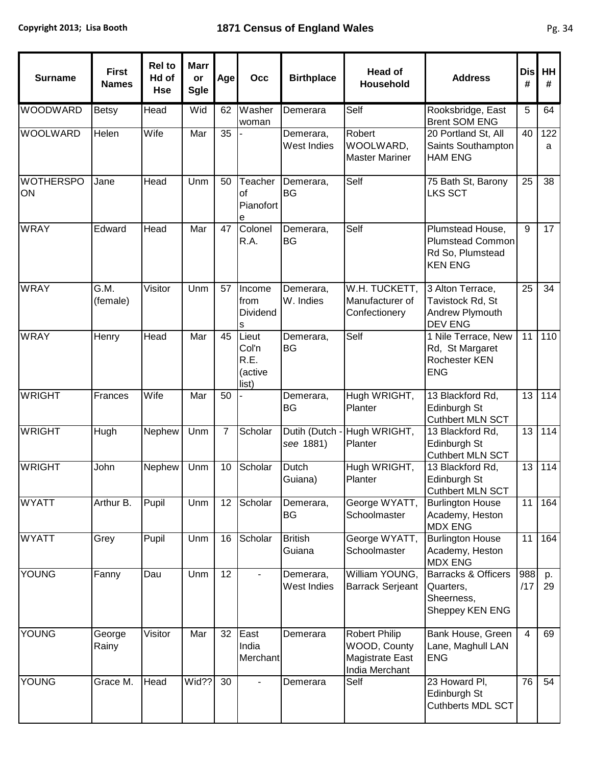| Surname | First Names | Rel to Hd of Hse | Marr or Sgle | Age | Occ | Birthplace | Head of Household | Address | Dis # | HH # |
|---|---|---|---|---|---|---|---|---|---|---|
| WOODWARD | Betsy | Head | Wid | 62 | Washer woman | Demerara | Self | Rooksbridge, East Brent SOM ENG | 5 | 64 |
| WOOLWARD | Helen | Wife | Mar | 35 | - | Demerara, West Indies | Robert WOOLWARD, Master Mariner | 20 Portland St, All Saints Southampton HAM ENG | 40 | 122 a |
| WOTHERSPOON | Jane | Head | Unm | 50 | Teacher of Pianoforte | Demerara, BG | Self | 75 Bath St, Barony LKS SCT | 25 | 38 |
| WRAY | Edward | Head | Mar | 47 | Colonel R.A. | Demerara, BG | Self | Plumstead House, Plumstead Common Rd So, Plumstead KEN ENG | 9 | 17 |
| WRAY | G.M. (female) | Visitor | Unm | 57 | Income from Dividends | Demerara, W. Indies | W.H. TUCKETT, Manufacturer of Confectionery | 3 Alton Terrace, Tavistock Rd, St Andrew Plymouth DEV ENG | 25 | 34 |
| WRAY | Henry | Head | Mar | 45 | Lieut Col'n R.E. (active list) | Demerara, BG | Self | 1 Nile Terrace, New Rd, St Margaret Rochester KEN ENG | 11 | 110 |
| WRIGHT | Frances | Wife | Mar | 50 | - | Demerara, BG | Hugh WRIGHT, Planter | 13 Blackford Rd, Edinburgh St Cuthbert MLN SCT | 13 | 114 |
| WRIGHT | Hugh | Nephew | Unm | 7 | Scholar | Dutih (Dutch - *see* 1881) | Hugh WRIGHT, Planter | 13 Blackford Rd, Edinburgh St Cuthbert MLN SCT | 13 | 114 |
| WRIGHT | John | Nephew | Unm | 10 | Scholar | Dutch Guiana) | Hugh WRIGHT, Planter | 13 Blackford Rd, Edinburgh St Cuthbert MLN SCT | 13 | 114 |
| WYATT | Arthur B. | Pupil | Unm | 12 | Scholar | Demerara, BG | George WYATT, Schoolmaster | Burlington House Academy, Heston MDX ENG | 11 | 164 |
| WYATT | Grey | Pupil | Unm | 16 | Scholar | British Guiana | George WYATT, Schoolmaster | Burlington House Academy, Heston MDX ENG | 11 | 164 |
| YOUNG | Fanny | Dau | Unm | 12 | - | Demerara, West Indies | William YOUNG, Barrack Serjeant | Barracks & Officers Quarters, Sheerness, Sheppey KEN ENG | 988 /17 | p. 29 |
| YOUNG | George Rainy | Visitor | Mar | 32 | East India Merchant | Demerara | Robert Philip WOOD, County Magistrate East India Merchant | Bank House, Green Lane, Maghull LAN ENG | 4 | 69 |
| YOUNG | Grace M. | Head | Wid?? | 30 | - | Demerara | Self | 23 Howard Pl, Edinburgh St Cuthberts MDL SCT | 76 | 54 |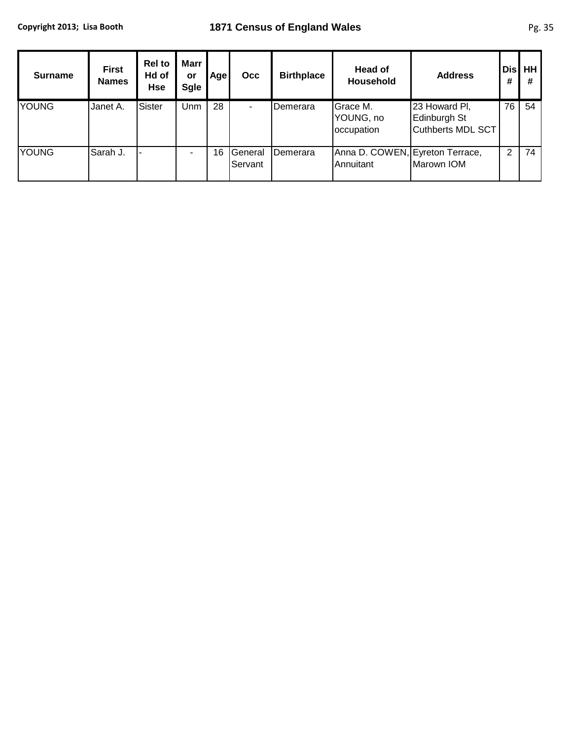| Surname | First Names | Rel to Hd of Hse | Marr or Sgle | Age | Occ | Birthplace | Head of Household | Address | Dis # | HH # |
|---|---|---|---|---|---|---|---|---|---|---|
| YOUNG | Janet A. | Sister | Unm | 28 | - | Demerara | Grace M. YOUNG, no occupation | 23 Howard Pl, Edinburgh St Cuthberts MDL SCT | 76 | 54 |
| YOUNG | Sarah J. | - | - | 16 | General Servant | Demerara | Anna D. COWEN, Annuitant | Eyreton Terrace, Marown IOM | 2 | 74 |